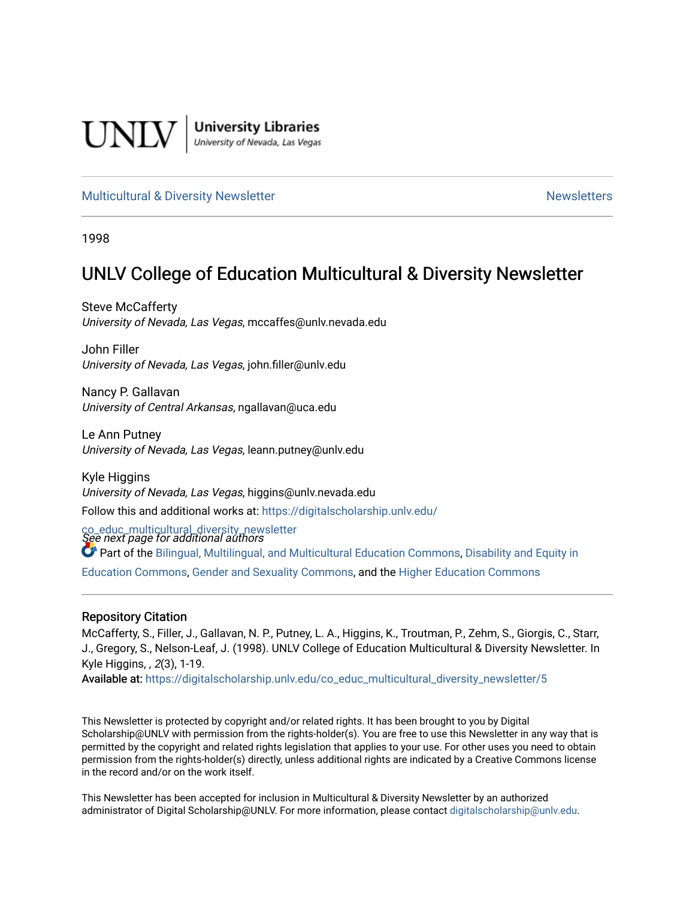UNLV | University Libraries
University of Nevada, Las Vegas

Multicultural & Diversity Newsletter | Newsletters

1998

# UNLV College of Education Multicultural & Diversity Newsletter

Steve McCafferty
*University of Nevada, Las Vegas*, mccaffes@unlv.nevada.edu

John Filler
*University of Nevada, Las Vegas*, john.filler@unlv.edu

Nancy P. Gallavan
*University of Central Arkansas*, ngallavan@uca.edu

Le Ann Putney
*University of Nevada, Las Vegas*, leann.putney@unlv.edu

Kyle Higgins
*University of Nevada, Las Vegas*, higgins@unlv.nevada.edu

*See next page for additional authors*

Follow this and additional works at: https://digitalscholarship.unlv.edu/co_educ_multicultural_diversity_newsletter

Part of the Bilingual, Multilingual, and Multicultural Education Commons, Disability and Equity in Education Commons, Gender and Sexuality Commons, and the Higher Education Commons

## Repository Citation

McCafferty, S., Filler, J., Gallavan, N. P., Putney, L. A., Higgins, K., Troutman, P., Zehm, S., Giorgis, C., Starr, J., Gregory, S., Nelson-Leaf, J. (1998). UNLV College of Education Multicultural & Diversity Newsletter. In Kyle Higgins, , *2*(3), 1-19.

**Available at:** https://digitalscholarship.unlv.edu/co_educ_multicultural_diversity_newsletter/5

This Newsletter is protected by copyright and/or related rights. It has been brought to you by Digital Scholarship@UNLV with permission from the rights-holder(s). You are free to use this Newsletter in any way that is permitted by the copyright and related rights legislation that applies to your use. For other uses you need to obtain permission from the rights-holder(s) directly, unless additional rights are indicated by a Creative Commons license in the record and/or on the work itself.

This Newsletter has been accepted for inclusion in Multicultural & Diversity Newsletter by an authorized administrator of Digital Scholarship@UNLV. For more information, please contact digitalscholarship@unlv.edu.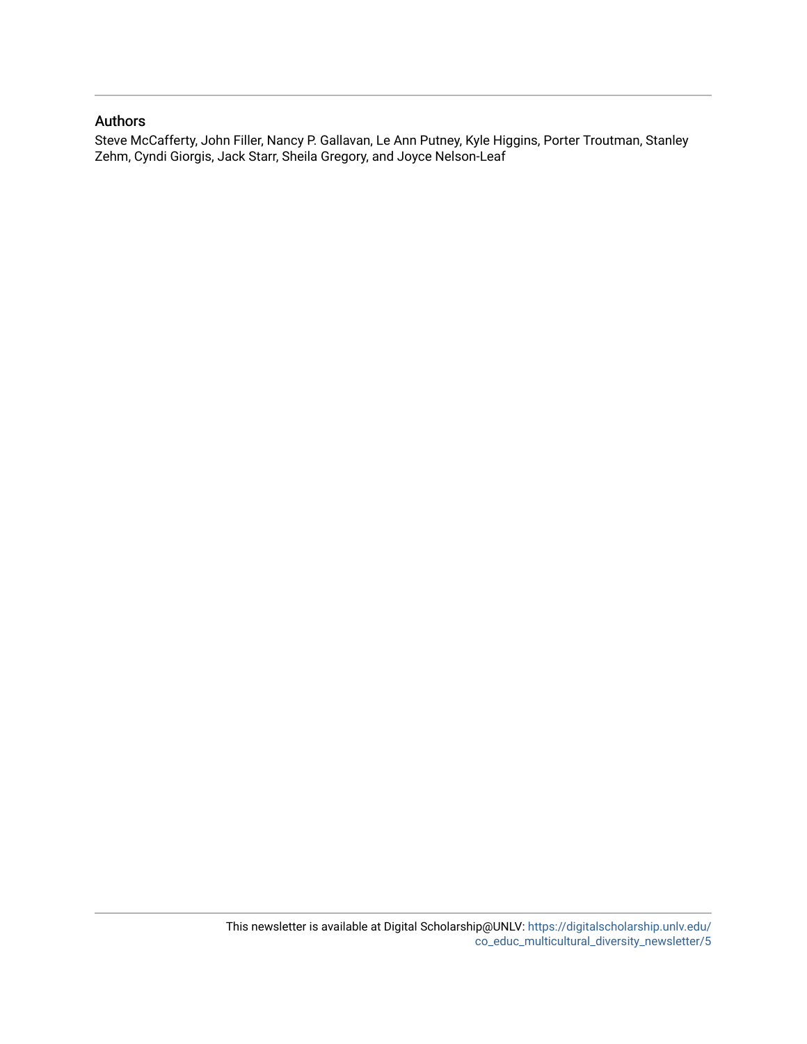## Authors

Steve McCafferty, John Filler, Nancy P. Gallavan, Le Ann Putney, Kyle Higgins, Porter Troutman, Stanley Zehm, Cyndi Giorgis, Jack Starr, Sheila Gregory, and Joyce Nelson-Leaf

This newsletter is available at Digital Scholarship@UNLV: https://digitalscholarship.unlv.edu/co_educ_multicultural_diversity_newsletter/5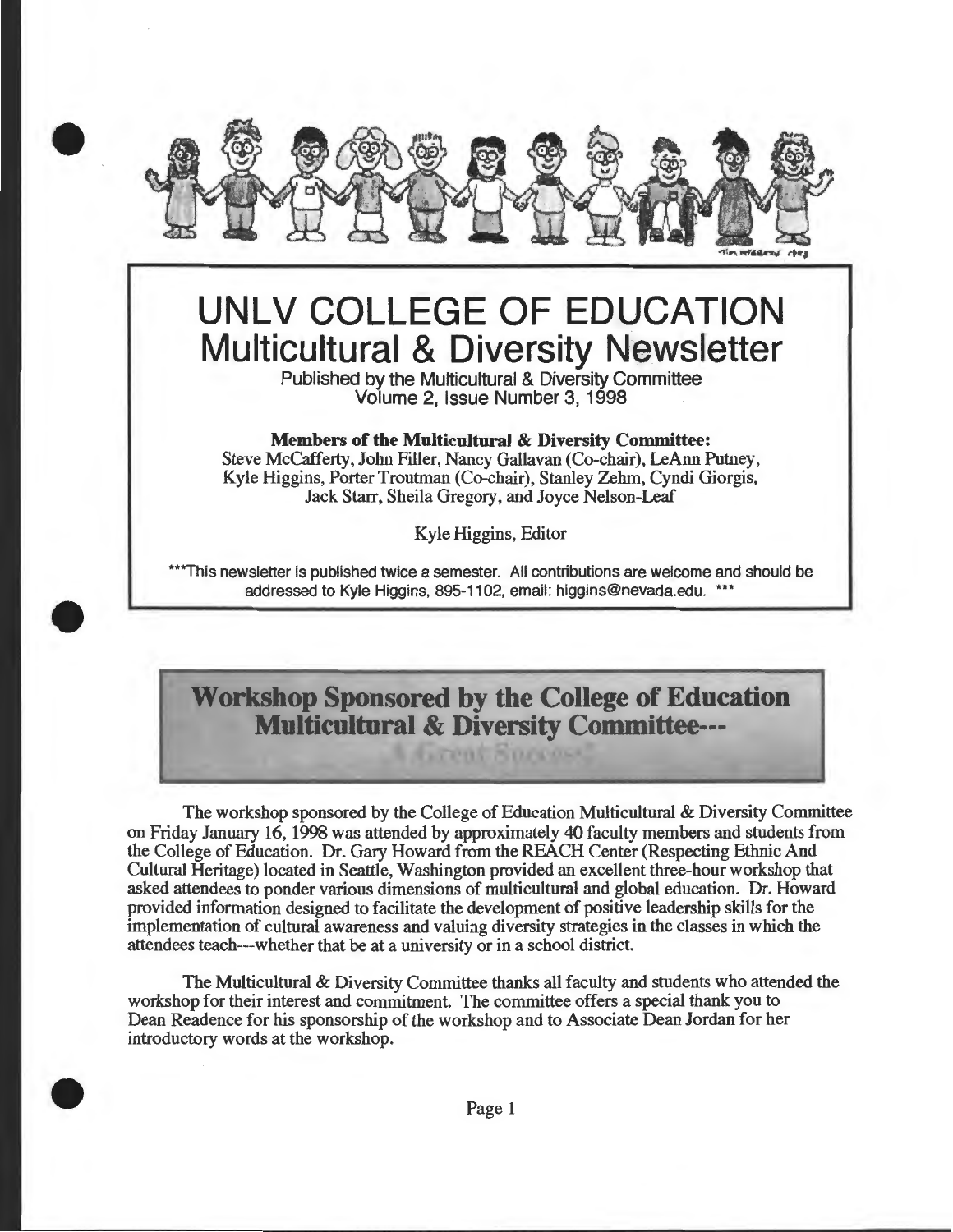# UNLV COLLEGE OF EDUCATION
## Multicultural & Diversity Newsletter

Published by the Multicultural & Diversity Committee
Volume 2, Issue Number 3, 1998

**Members of the Multicultural & Diversity Committee:**
Steve McCafferty, John Filler, Nancy Gallavan (Co-chair), LeAnn Putney, Kyle Higgins, Porter Troutman (Co-chair), Stanley Zehm, Cyndi Giorgis, Jack Starr, Sheila Gregory, and Joyce Nelson-Leaf

Kyle Higgins, Editor

***This newsletter is published twice a semester. All contributions are welcome and should be addressed to Kyle Higgins, 895-1102, email: higgins@nevada.edu. ***

## Workshop Sponsored by the College of Education Multicultural & Diversity Committee---

A Great Success!

The workshop sponsored by the College of Education Multicultural & Diversity Committee on Friday January 16, 1998 was attended by approximately 40 faculty members and students from the College of Education. Dr. Gary Howard from the REACH Center (Respecting Ethnic And Cultural Heritage) located in Seattle, Washington provided an excellent three-hour workshop that asked attendees to ponder various dimensions of multicultural and global education. Dr. Howard provided information designed to facilitate the development of positive leadership skills for the implementation of cultural awareness and valuing diversity strategies in the classes in which the attendees teach---whether that be at a university or in a school district.

The Multicultural & Diversity Committee thanks all faculty and students who attended the workshop for their interest and commitment. The committee offers a special thank you to Dean Readence for his sponsorship of the workshop and to Associate Dean Jordan for her introductory words at the workshop.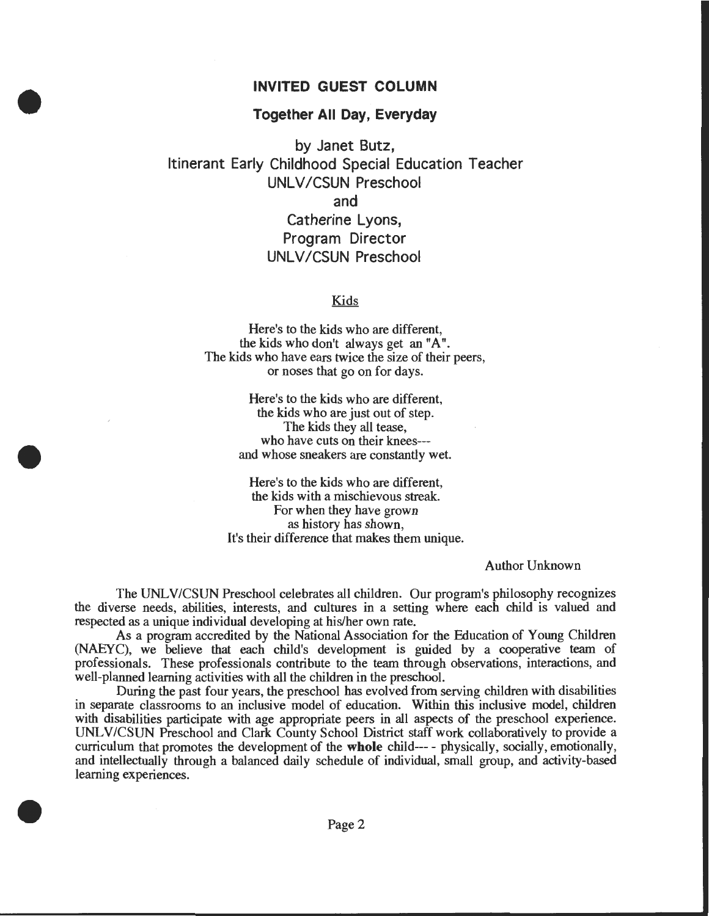## INVITED GUEST COLUMN

### Together All Day, Everyday

by Janet Butz,
Itinerant Early Childhood Special Education Teacher
UNLV/CSUN Preschool
and
Catherine Lyons,
Program Director
UNLV/CSUN Preschool

Kids

Here's to the kids who are different,
the kids who don't always get an "A".
The kids who have ears twice the size of their peers,
or noses that go on for days.

Here's to the kids who are different,
the kids who are just out of step.
The kids they all tease,
who have cuts on their knees---
and whose sneakers are constantly wet.

Here's to the kids who are different,
the kids with a mischievous streak.
For when they have grown
as history has shown,
It's their difference that makes them unique.

Author Unknown

The UNLV/CSUN Preschool celebrates all children. Our program's philosophy recognizes the diverse needs, abilities, interests, and cultures in a setting where each child is valued and respected as a unique individual developing at his/her own rate.

As a program accredited by the National Association for the Education of Young Children (NAEYC), we believe that each child's development is guided by a cooperative team of professionals. These professionals contribute to the team through observations, interactions, and well-planned learning activities with all the children in the preschool.

During the past four years, the preschool has evolved from serving children with disabilities in separate classrooms to an inclusive model of education. Within this inclusive model, children with disabilities participate with age appropriate peers in all aspects of the preschool experience. UNLV/CSUN Preschool and Clark County School District staff work collaboratively to provide a curriculum that promotes the development of the **whole** child--- - physically, socially, emotionally, and intellectually through a balanced daily schedule of individual, small group, and activity-based learning experiences.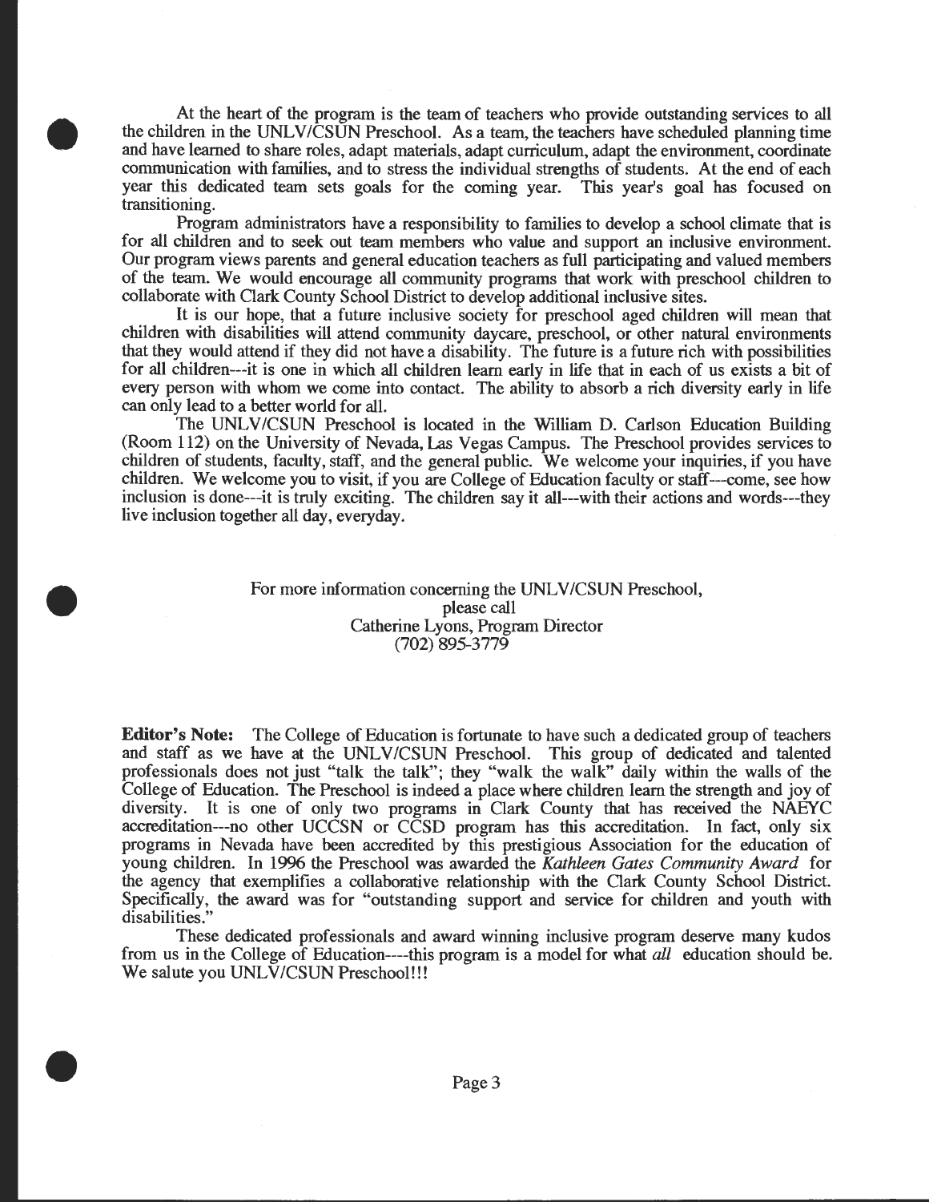At the heart of the program is the team of teachers who provide outstanding services to all the children in the UNLV/CSUN Preschool. As a team, the teachers have scheduled planning time and have learned to share roles, adapt materials, adapt curriculum, adapt the environment, coordinate communication with families, and to stress the individual strengths of students. At the end of each year this dedicated team sets goals for the coming year. This year's goal has focused on transitioning.

Program administrators have a responsibility to families to develop a school climate that is for all children and to seek out team members who value and support an inclusive environment. Our program views parents and general education teachers as full participating and valued members of the team. We would encourage all community programs that work with preschool children to collaborate with Clark County School District to develop additional inclusive sites.

It is our hope, that a future inclusive society for preschool aged children will mean that children with disabilities will attend community daycare, preschool, or other natural environments that they would attend if they did not have a disability. The future is a future rich with possibilities for all children---it is one in which all children learn early in life that in each of us exists a bit of every person with whom we come into contact. The ability to absorb a rich diversity early in life can only lead to a better world for all.

The UNLV/CSUN Preschool is located in the William D. Carlson Education Building (Room 112) on the University of Nevada, Las Vegas Campus. The Preschool provides services to children of students, faculty, staff, and the general public. We welcome your inquiries, if you have children. We welcome you to visit, if you are College of Education faculty or staff---come, see how inclusion is done---it is truly exciting. The children say it all---with their actions and words---they live inclusion together all day, everyday.

For more information concerning the UNLV/CSUN Preschool,
please call
Catherine Lyons, Program Director
(702) 895-3779

**Editor's Note:** The College of Education is fortunate to have such a dedicated group of teachers and staff as we have at the UNLV/CSUN Preschool. This group of dedicated and talented professionals does not just "talk the talk"; they "walk the walk" daily within the walls of the College of Education. The Preschool is indeed a place where children learn the strength and joy of diversity. It is one of only two programs in Clark County that has received the NAEYC accreditation---no other UCCSN or CCSD program has this accreditation. In fact, only six programs in Nevada have been accredited by this prestigious Association for the education of young children. In 1996 the Preschool was awarded the *Kathleen Gates Community Award* for the agency that exemplifies a collaborative relationship with the Clark County School District. Specifically, the award was for "outstanding support and service for children and youth with disabilities."

These dedicated professionals and award winning inclusive program deserve many kudos from us in the College of Education----this program is a model for what *all* education should be. We salute you UNLV/CSUN Preschool!!!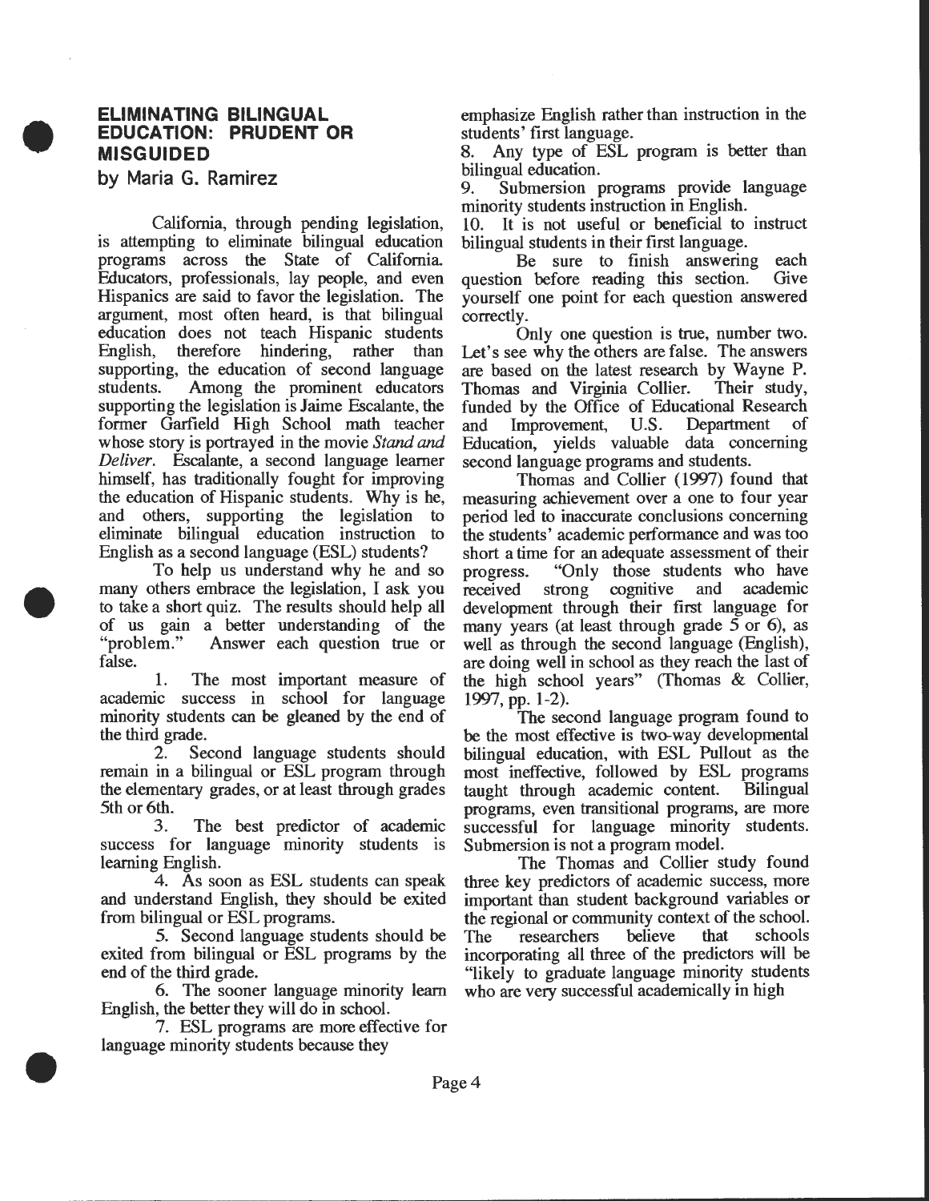## ELIMINATING BILINGUAL EDUCATION: PRUDENT OR MISGUIDED

by Maria G. Ramirez

California, through pending legislation, is attempting to eliminate bilingual education programs across the State of California. Educators, professionals, lay people, and even Hispanics are said to favor the legislation. The argument, most often heard, is that bilingual education does not teach Hispanic students English, therefore hindering, rather than supporting, the education of second language students. Among the prominent educators supporting the legislation is Jaime Escalante, the former Garfield High School math teacher whose story is portrayed in the movie *Stand and Deliver*. Escalante, a second language learner himself, has traditionally fought for improving the education of Hispanic students. Why is he, and others, supporting the legislation to eliminate bilingual education instruction to English as a second language (ESL) students?

To help us understand why he and so many others embrace the legislation, I ask you to take a short quiz. The results should help all of us gain a better understanding of the "problem." Answer each question true or false.

1. The most important measure of academic success in school for language minority students can be gleaned by the end of the third grade.
2. Second language students should remain in a bilingual or ESL program through the elementary grades, or at least through grades 5th or 6th.
3. The best predictor of academic success for language minority students is learning English.
4. As soon as ESL students can speak and understand English, they should be exited from bilingual or ESL programs.
5. Second language students should be exited from bilingual or ESL programs by the end of the third grade.
6. The sooner language minority learn English, the better they will do in school.
7. ESL programs are more effective for language minority students because they emphasize English rather than instruction in the students' first language.
8. Any type of ESL program is better than bilingual education.
9. Submersion programs provide language minority students instruction in English.
10. It is not useful or beneficial to instruct bilingual students in their first language.

Be sure to finish answering each question before reading this section. Give yourself one point for each question answered correctly.

Only one question is true, number two. Let's see why the others are false. The answers are based on the latest research by Wayne P. Thomas and Virginia Collier. Their study, funded by the Office of Educational Research and Improvement, U.S. Department of Education, yields valuable data concerning second language programs and students.

Thomas and Collier (1997) found that measuring achievement over a one to four year period led to inaccurate conclusions concerning the students' academic performance and was too short a time for an adequate assessment of their progress. "Only those students who have received strong cognitive and academic development through their first language for many years (at least through grade 5 or 6), as well as through the second language (English), are doing well in school as they reach the last of the high school years" (Thomas & Collier, 1997, pp. 1-2).

The second language program found to be the most effective is two-way developmental bilingual education, with ESL Pullout as the most ineffective, followed by ESL programs taught through academic content. Bilingual programs, even transitional programs, are more successful for language minority students. Submersion is not a program model.

The Thomas and Collier study found three key predictors of academic success, more important than student background variables or the regional or community context of the school. The researchers believe that schools incorporating all three of the predictors will be "likely to graduate language minority students who are very successful academically in high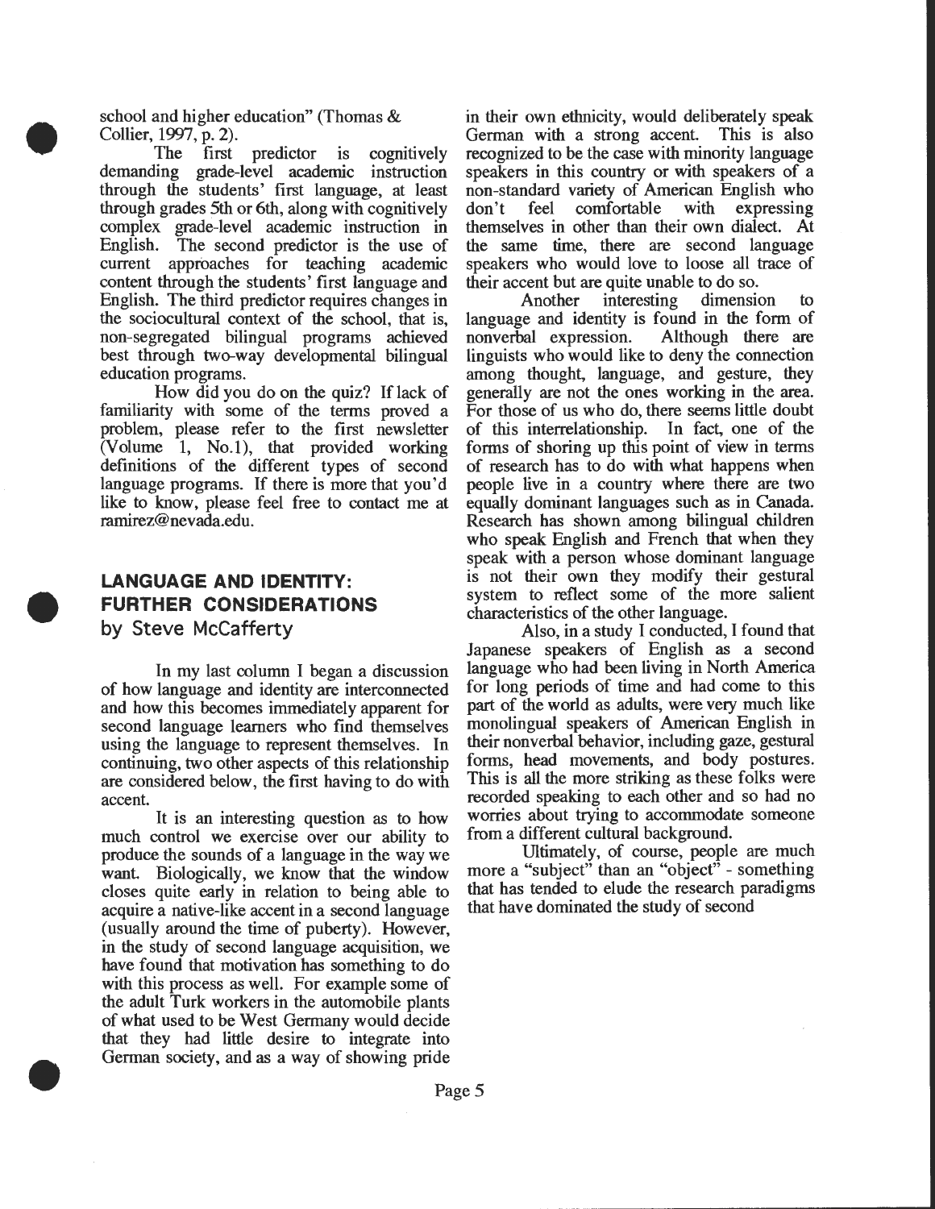school and higher education" (Thomas & Collier, 1997, p. 2).

The first predictor is cognitively demanding grade-level academic instruction through the students' first language, at least through grades 5th or 6th, along with cognitively complex grade-level academic instruction in English. The second predictor is the use of current approaches for teaching academic content through the students' first language and English. The third predictor requires changes in the sociocultural context of the school, that is, non-segregated bilingual programs achieved best through two-way developmental bilingual education programs.

How did you do on the quiz? If lack of familiarity with some of the terms proved a problem, please refer to the first newsletter (Volume 1, No.1), that provided working definitions of the different types of second language programs. If there is more that you'd like to know, please feel free to contact me at ramirez@nevada.edu.

## LANGUAGE AND IDENTITY: FURTHER CONSIDERATIONS

by Steve McCafferty

In my last column I began a discussion of how language and identity are interconnected and how this becomes immediately apparent for second language learners who find themselves using the language to represent themselves. In continuing, two other aspects of this relationship are considered below, the first having to do with accent.

It is an interesting question as to how much control we exercise over our ability to produce the sounds of a language in the way we want. Biologically, we know that the window closes quite early in relation to being able to acquire a native-like accent in a second language (usually around the time of puberty). However, in the study of second language acquisition, we have found that motivation has something to do with this process as well. For example some of the adult Turk workers in the automobile plants of what used to be West Germany would decide that they had little desire to integrate into German society, and as a way of showing pride in their own ethnicity, would deliberately speak German with a strong accent. This is also recognized to be the case with minority language speakers in this country or with speakers of a non-standard variety of American English who don't feel comfortable with expressing themselves in other than their own dialect. At the same time, there are second language speakers who would love to loose all trace of their accent but are quite unable to do so.

Another interesting dimension to language and identity is found in the form of nonverbal expression. Although there are linguists who would like to deny the connection among thought, language, and gesture, they generally are not the ones working in the area. For those of us who do, there seems little doubt of this interrelationship. In fact, one of the forms of shoring up this point of view in terms of research has to do with what happens when people live in a country where there are two equally dominant languages such as in Canada. Research has shown among bilingual children who speak English and French that when they speak with a person whose dominant language is not their own they modify their gestural system to reflect some of the more salient characteristics of the other language.

Also, in a study I conducted, I found that Japanese speakers of English as a second language who had been living in North America for long periods of time and had come to this part of the world as adults, were very much like monolingual speakers of American English in their nonverbal behavior, including gaze, gestural forms, head movements, and body postures. This is all the more striking as these folks were recorded speaking to each other and so had no worries about trying to accommodate someone from a different cultural background.

Ultimately, of course, people are much more a "subject" than an "object" - something that has tended to elude the research paradigms that have dominated the study of second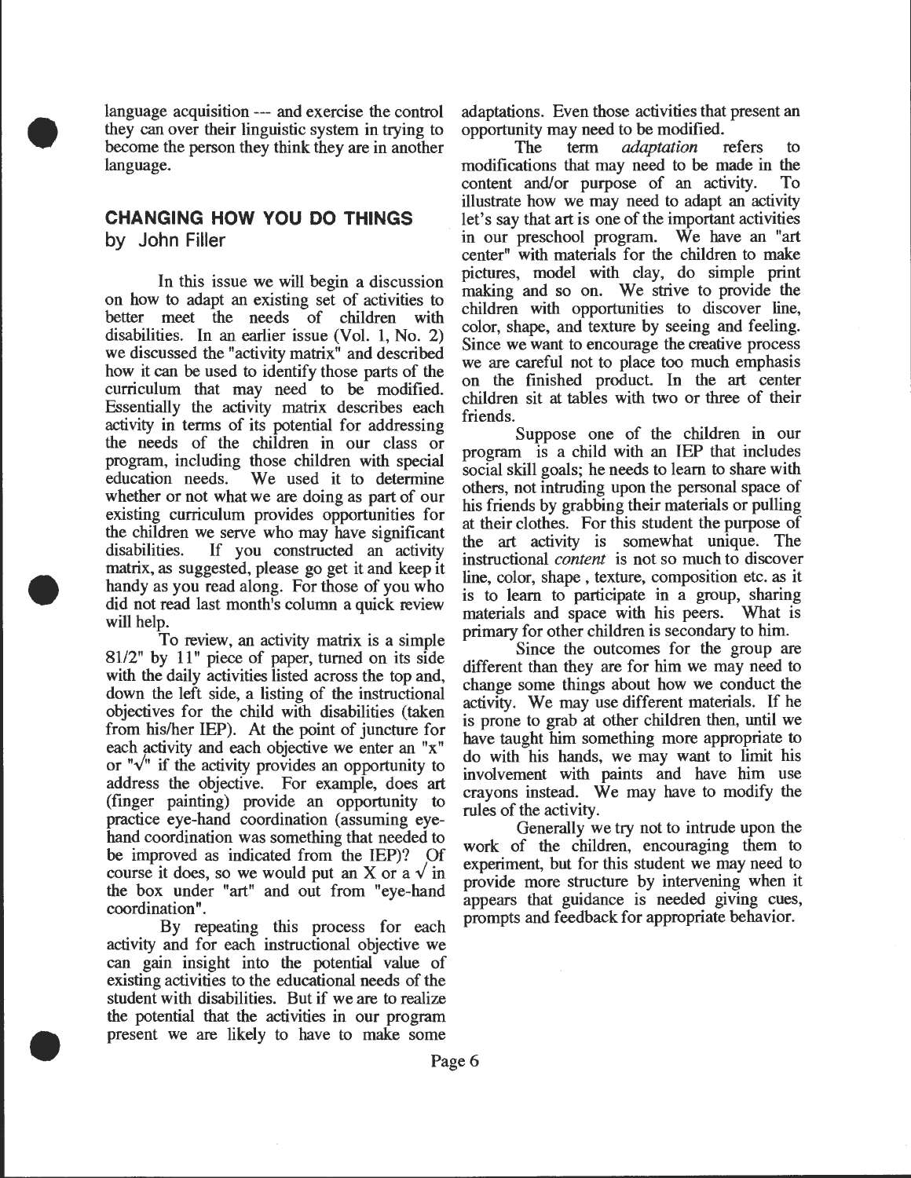language acquisition --- and exercise the control they can over their linguistic system in trying to become the person they think they are in another language.

## CHANGING HOW YOU DO THINGS

by John Filler

In this issue we will begin a discussion on how to adapt an existing set of activities to better meet the needs of children with disabilities. In an earlier issue (Vol. 1, No. 2) we discussed the "activity matrix" and described how it can be used to identify those parts of the curriculum that may need to be modified. Essentially the activity matrix describes each activity in terms of its potential for addressing the needs of the children in our class or program, including those children with special education needs. We used it to determine whether or not what we are doing as part of our existing curriculum provides opportunities for the children we serve who may have significant disabilities. If you constructed an activity matrix, as suggested, please go get it and keep it handy as you read along. For those of you who did not read last month's column a quick review will help.

To review, an activity matrix is a simple 81/2" by 11" piece of paper, turned on its side with the daily activities listed across the top and, down the left side, a listing of the instructional objectives for the child with disabilities (taken from his/her IEP). At the point of juncture for each activity and each objective we enter an "x" or "√" if the activity provides an opportunity to address the objective. For example, does art (finger painting) provide an opportunity to practice eye-hand coordination (assuming eye-hand coordination was something that needed to be improved as indicated from the IEP)? Of course it does, so we would put an X or a √ in the box under "art" and out from "eye-hand coordination".

By repeating this process for each activity and for each instructional objective we can gain insight into the potential value of existing activities to the educational needs of the student with disabilities. But if we are to realize the potential that the activities in our program present we are likely to have to make some adaptations. Even those activities that present an opportunity may need to be modified.

The term *adaptation* refers to modifications that may need to be made in the content and/or purpose of an activity. To illustrate how we may need to adapt an activity let's say that art is one of the important activities in our preschool program. We have an "art center" with materials for the children to make pictures, model with clay, do simple print making and so on. We strive to provide the children with opportunities to discover line, color, shape, and texture by seeing and feeling. Since we want to encourage the creative process we are careful not to place too much emphasis on the finished product. In the art center children sit at tables with two or three of their friends.

Suppose one of the children in our program is a child with an IEP that includes social skill goals; he needs to learn to share with others, not intruding upon the personal space of his friends by grabbing their materials or pulling at their clothes. For this student the purpose of the art activity is somewhat unique. The instructional *content* is not so much to discover line, color, shape , texture, composition etc. as it is to learn to participate in a group, sharing materials and space with his peers. What is primary for other children is secondary to him.

Since the outcomes for the group are different than they are for him we may need to change some things about how we conduct the activity. We may use different materials. If he is prone to grab at other children then, until we have taught him something more appropriate to do with his hands, we may want to limit his involvement with paints and have him use crayons instead. We may have to modify the rules of the activity.

Generally we try not to intrude upon the work of the children, encouraging them to experiment, but for this student we may need to provide more structure by intervening when it appears that guidance is needed giving cues, prompts and feedback for appropriate behavior.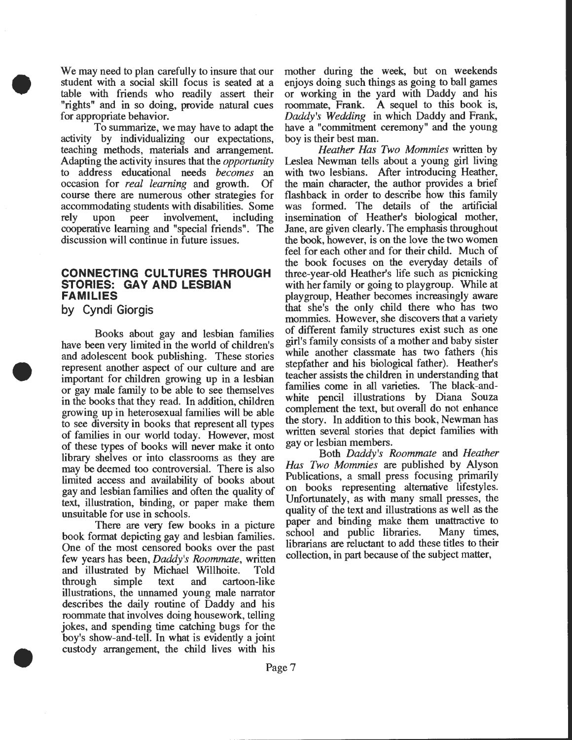We may need to plan carefully to insure that our student with a social skill focus is seated at a table with friends who readily assert their "rights" and in so doing, provide natural cues for appropriate behavior.

To summarize, we may have to adapt the activity by individualizing our expectations, teaching methods, materials and arrangement. Adapting the activity insures that the *opportunity* to address educational needs *becomes* an occasion for *real learning* and growth. Of course there are numerous other strategies for accommodating students with disabilities. Some rely upon peer involvement, including cooperative learning and "special friends". The discussion will continue in future issues.

## CONNECTING CULTURES THROUGH STORIES: GAY AND LESBIAN FAMILIES

by Cyndi Giorgis

Books about gay and lesbian families have been very limited in the world of children's and adolescent book publishing. These stories represent another aspect of our culture and are important for children growing up in a lesbian or gay male family to be able to see themselves in the books that they read. In addition, children growing up in heterosexual families will be able to see diversity in books that represent all types of families in our world today. However, most of these types of books will never make it onto library shelves or into classrooms as they are may be deemed too controversial. There is also limited access and availability of books about gay and lesbian families and often the quality of text, illustration, binding, or paper make them unsuitable for use in schools.

There are very few books in a picture book format depicting gay and lesbian families. One of the most censored books over the past few years has been, *Daddy's Roommate*, written and illustrated by Michael Willhoite. Told through simple text and cartoon-like illustrations, the unnamed young male narrator describes the daily routine of Daddy and his roommate that involves doing housework, telling jokes, and spending time catching bugs for the boy's show-and-tell. In what is evidently a joint custody arrangement, the child lives with his mother during the week, but on weekends enjoys doing such things as going to ball games or working in the yard with Daddy and his roommate, Frank. A sequel to this book is, *Daddy's Wedding* in which Daddy and Frank, have a "commitment ceremony" and the young boy is their best man.

*Heather Has Two Mommies* written by Leslea Newman tells about a young girl living with two lesbians. After introducing Heather, the main character, the author provides a brief flashback in order to describe how this family was formed. The details of the artificial insemination of Heather's biological mother, Jane, are given clearly. The emphasis throughout the book, however, is on the love the two women feel for each other and for their child. Much of the book focuses on the everyday details of three-year-old Heather's life such as picnicking with her family or going to playgroup. While at playgroup, Heather becomes increasingly aware that she's the only child there who has two mommies. However, she discovers that a variety of different family structures exist such as one girl's family consists of a mother and baby sister while another classmate has two fathers (his stepfather and his biological father). Heather's teacher assists the children in understanding that families come in all varieties. The black-and-white pencil illustrations by Diana Souza complement the text, but overall do not enhance the story. In addition to this book, Newman has written several stories that depict families with gay or lesbian members.

Both *Daddy's Roommate* and *Heather Has Two Mommies* are published by Alyson Publications, a small press focusing primarily on books representing alternative lifestyles. Unfortunately, as with many small presses, the quality of the text and illustrations as well as the paper and binding make them unattractive to school and public libraries. Many times, librarians are reluctant to add these titles to their collection, in part because of the subject matter,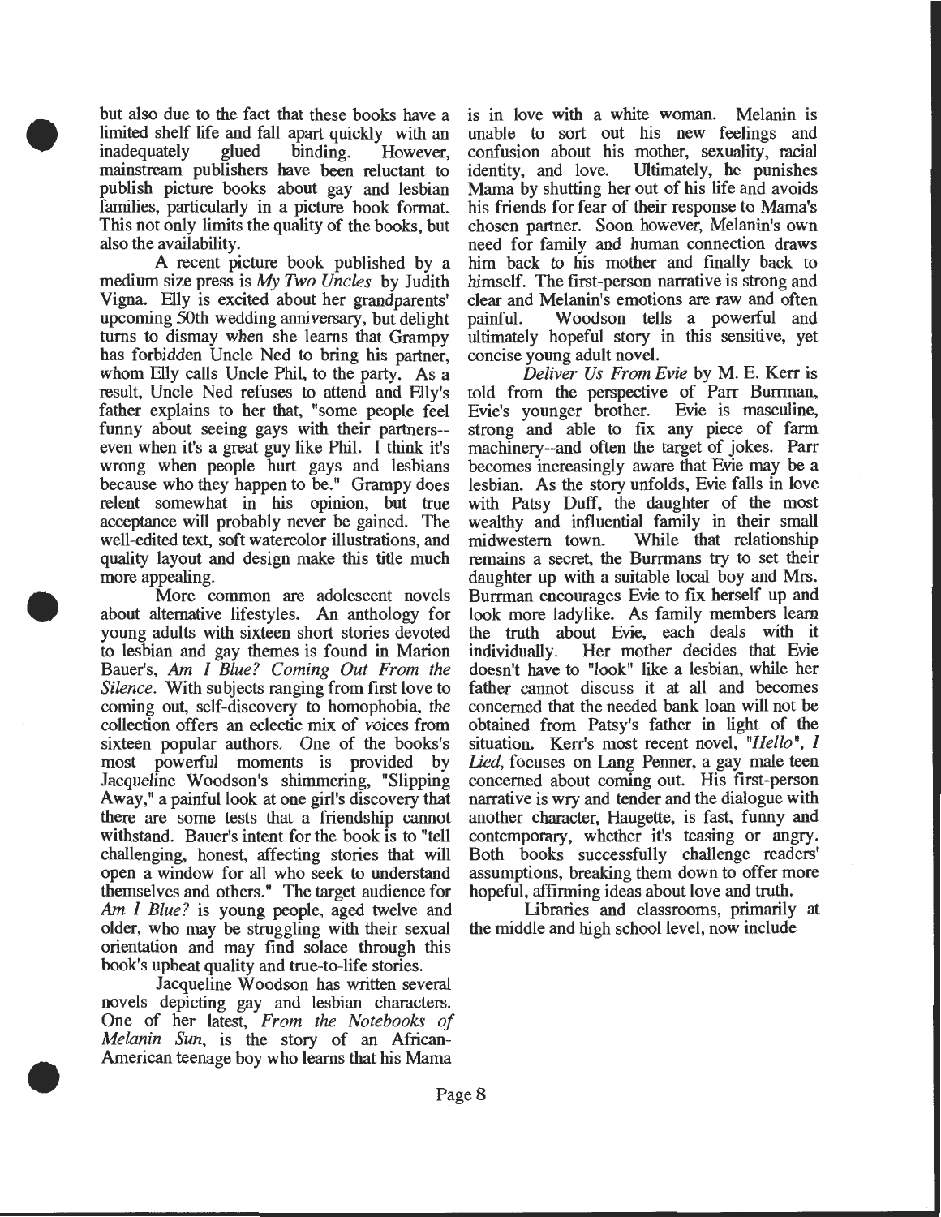but also due to the fact that these books have a limited shelf life and fall apart quickly with an inadequately glued binding. However, mainstream publishers have been reluctant to publish picture books about gay and lesbian families, particularly in a picture book format. This not only limits the quality of the books, but also the availability.

A recent picture book published by a medium size press is *My Two Uncles* by Judith Vigna. Elly is excited about her grandparents' upcoming 50th wedding anniversary, but delight turns to dismay when she learns that Grampy has forbidden Uncle Ned to bring his partner, whom Elly calls Uncle Phil, to the party. As a result, Uncle Ned refuses to attend and Elly's father explains to her that, "some people feel funny about seeing gays with their partners--even when it's a great guy like Phil. I think it's wrong when people hurt gays and lesbians because who they happen to be." Grampy does relent somewhat in his opinion, but true acceptance will probably never be gained. The well-edited text, soft watercolor illustrations, and quality layout and design make this title much more appealing.

More common are adolescent novels about alternative lifestyles. An anthology for young adults with sixteen short stories devoted to lesbian and gay themes is found in Marion Bauer's, *Am I Blue? Coming Out From the Silence*. With subjects ranging from first love to coming out, self-discovery to homophobia, the collection offers an eclectic mix of voices from sixteen popular authors. One of the books's most powerful moments is provided by Jacqueline Woodson's shimmering, "Slipping Away," a painful look at one girl's discovery that there are some tests that a friendship cannot withstand. Bauer's intent for the book is to "tell challenging, honest, affecting stories that will open a window for all who seek to understand themselves and others." The target audience for *Am I Blue?* is young people, aged twelve and older, who may be struggling with their sexual orientation and may find solace through this book's upbeat quality and true-to-life stories.

Jacqueline Woodson has written several novels depicting gay and lesbian characters. One of her latest, *From the Notebooks of Melanin Sun*, is the story of an African-American teenage boy who learns that his Mama is in love with a white woman. Melanin is unable to sort out his new feelings and confusion about his mother, sexuality, racial identity, and love. Ultimately, he punishes Mama by shutting her out of his life and avoids his friends for fear of their response to Mama's chosen partner. Soon however, Melanin's own need for family and human connection draws him back to his mother and finally back to himself. The first-person narrative is strong and clear and Melanin's emotions are raw and often painful. Woodson tells a powerful and ultimately hopeful story in this sensitive, yet concise young adult novel.

*Deliver Us From Evie* by M. E. Kerr is told from the perspective of Parr Burrman, Evie's younger brother. Evie is masculine, strong and able to fix any piece of farm machinery--and often the target of jokes. Parr becomes increasingly aware that Evie may be a lesbian. As the story unfolds, Evie falls in love with Patsy Duff, the daughter of the most wealthy and influential family in their small midwestern town. While that relationship remains a secret, the Burrmans try to set their daughter up with a suitable local boy and Mrs. Burrman encourages Evie to fix herself up and look more ladylike. As family members learn the truth about Evie, each deals with it individually. Her mother decides that Evie doesn't have to "look" like a lesbian, while her father cannot discuss it at all and becomes concerned that the needed bank loan will not be obtained from Patsy's father in light of the situation. Kerr's most recent novel, *"Hello", I Lied*, focuses on Lang Penner, a gay male teen concerned about coming out. His first-person narrative is wry and tender and the dialogue with another character, Haugette, is fast, funny and contemporary, whether it's teasing or angry. Both books successfully challenge readers' assumptions, breaking them down to offer more hopeful, affirming ideas about love and truth.

Libraries and classrooms, primarily at the middle and high school level, now include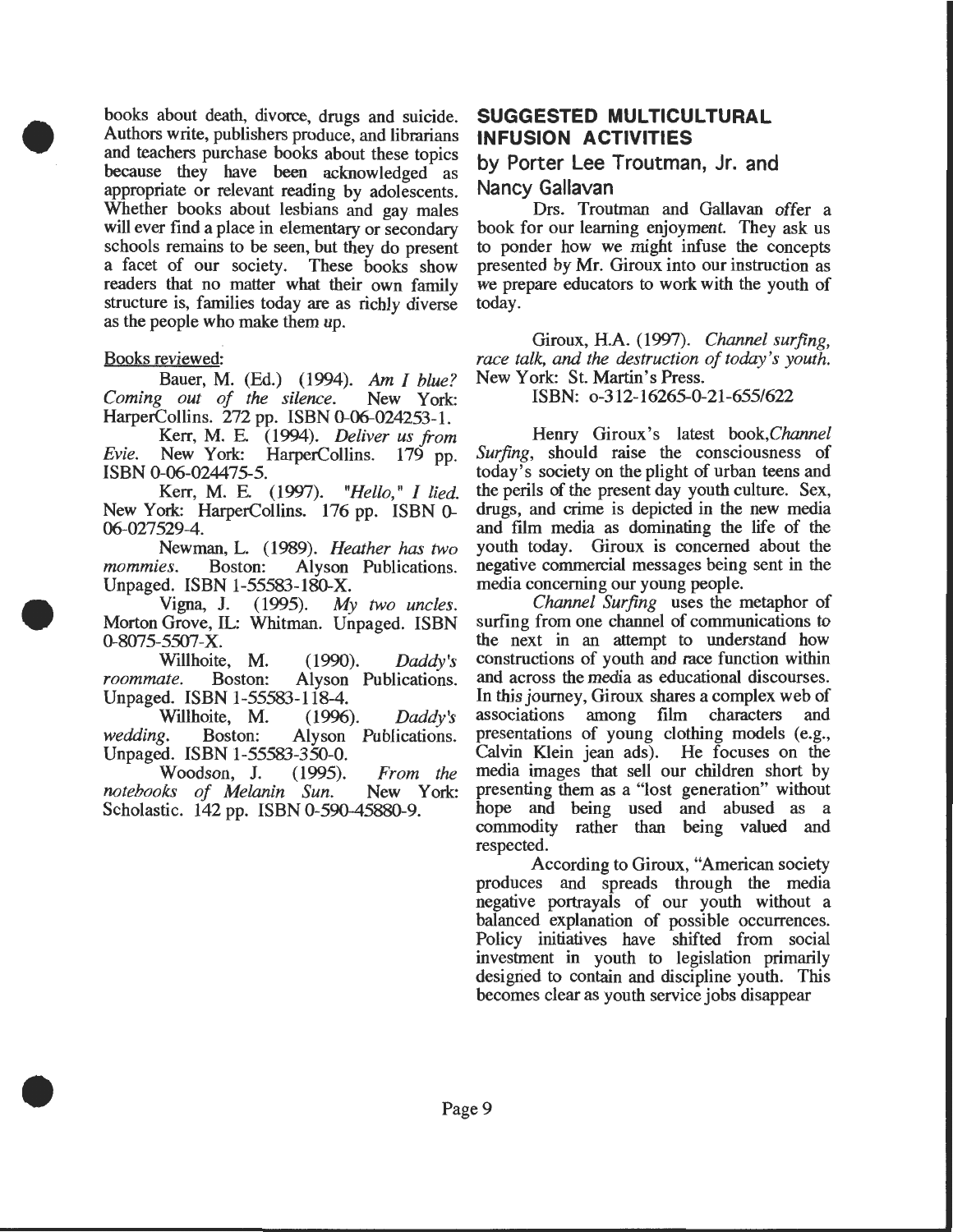books about death, divorce, drugs and suicide. Authors write, publishers produce, and librarians and teachers purchase books about these topics because they have been acknowledged as appropriate or relevant reading by adolescents. Whether books about lesbians and gay males will ever find a place in elementary or secondary schools remains to be seen, but they do present a facet of our society. These books show readers that no matter what their own family structure is, families today are as richly diverse as the people who make them up.

Books reviewed:

Bauer, M. (Ed.) (1994). *Am I blue? Coming out of the silence*. New York: HarperCollins. 272 pp. ISBN 0-06-024253-1.

Kerr, M. E. (1994). *Deliver us from Evie*. New York: HarperCollins. 179 pp. ISBN 0-06-024475-5.

Kerr, M. E. (1997). *"Hello," I lied*. New York: HarperCollins. 176 pp. ISBN 0-06-027529-4.

Newman, L. (1989). *Heather has two mommies*. Boston: Alyson Publications. Unpaged. ISBN 1-55583-180-X.

Vigna, J. (1995). *My two uncles*. Morton Grove, IL: Whitman. Unpaged. ISBN 0-8075-5507-X.

Willhoite, M. (1990). *Daddy's roommate*. Boston: Alyson Publications. Unpaged. ISBN 1-55583-118-4.

Willhoite, M. (1996). *Daddy's wedding*. Boston: Alyson Publications. Unpaged. ISBN 1-55583-350-0.

Woodson, J. (1995). *From the notebooks of Melanin Sun*. New York: Scholastic. 142 pp. ISBN 0-590-45880-9.

## SUGGESTED MULTICULTURAL INFUSION ACTIVITIES

### by Porter Lee Troutman, Jr. and Nancy Gallavan

Drs. Troutman and Gallavan offer a book for our learning enjoyment. They ask us to ponder how we might infuse the concepts presented by Mr. Giroux into our instruction as we prepare educators to work with the youth of today.

Giroux, H.A. (1997). *Channel surfing, race talk, and the destruction of today's youth*. New York: St. Martin's Press.

ISBN: o-312-16265-0-21-655/622

Henry Giroux's latest book,*Channel Surfing*, should raise the consciousness of today's society on the plight of urban teens and the perils of the present day youth culture. Sex, drugs, and crime is depicted in the new media and film media as dominating the life of the youth today. Giroux is concerned about the negative commercial messages being sent in the media concerning our young people.

*Channel Surfing* uses the metaphor of surfing from one channel of communications to the next in an attempt to understand how constructions of youth and race function within and across the media as educational discourses. In this journey, Giroux shares a complex web of associations among film characters and presentations of young clothing models (e.g., Calvin Klein jean ads). He focuses on the media images that sell our children short by presenting them as a "lost generation" without hope and being used and abused as a commodity rather than being valued and respected.

According to Giroux, "American society produces and spreads through the media negative portrayals of our youth without a balanced explanation of possible occurrences. Policy initiatives have shifted from social investment in youth to legislation primarily designed to contain and discipline youth. This becomes clear as youth service jobs disappear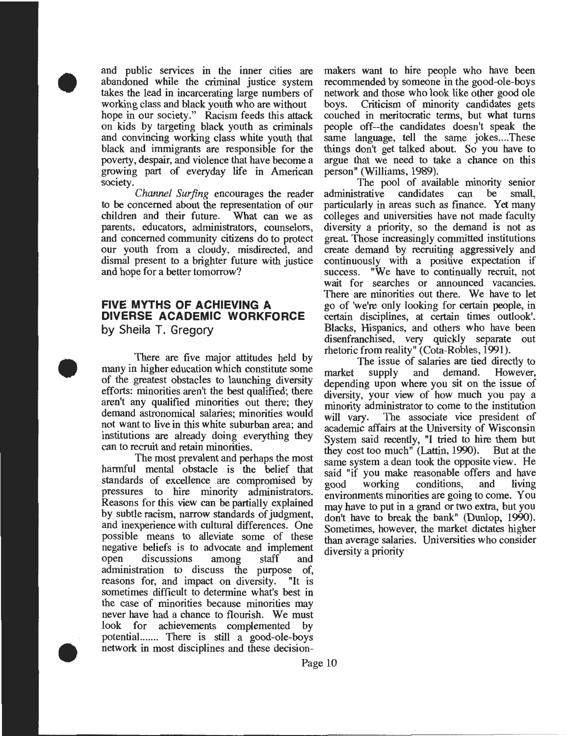and public services in the inner cities are abandoned while the criminal justice system takes the lead in incarcerating large numbers of working class and black youth who are without hope in our society." Racism feeds this attack on kids by targeting black youth as criminals and convincing working class white youth that black and immigrants are responsible for the poverty, despair, and violence that have become a growing part of everyday life in American society.

*Channel Surfing* encourages the reader to be concerned about the representation of our children and their future. What can we as parents, educators, administrators, counselors, and concerned community citizens do to protect our youth from a cloudy, misdirected, and dismal present to a brighter future with justice and hope for a better tomorrow?

## FIVE MYTHS OF ACHIEVING A DIVERSE ACADEMIC WORKFORCE

by Sheila T. Gregory

There are five major attitudes held by many in higher education which constitute some of the greatest obstacles to launching diversity efforts: minorities aren't the best qualified; there aren't any qualified minorities out there; they demand astronomical salaries; minorities would not want to live in this white suburban area; and institutions are already doing everything they can to recruit and retain minorities.

The most prevalent and perhaps the most harmful mental obstacle is the belief that standards of excellence are compromised by pressures to hire minority administrators. Reasons for this view can be partially explained by subtle racism, narrow standards of judgment, and inexperience with cultural differences. One possible means to alleviate some of these negative beliefs is to advocate and implement open discussions among staff and administration to discuss the purpose of, reasons for, and impact on diversity. "It is sometimes difficult to determine what's best in the case of minorities because minorities may never have had a chance to flourish. We must look for achievements complemented by potential....... There is still a good-ole-boys network in most disciplines and these decision-makers want to hire people who have been recommended by someone in the good-ole-boys network and those who look like other good ole boys. Criticism of minority candidates gets couched in meritocratic terms, but what turns people off--the candidates doesn't speak the same language, tell the same jokes....These things don't get talked about. So you have to argue that we need to take a chance on this person" (Williams, 1989).

The pool of available minority senior administrative candidates can be small, particularly in areas such as finance. Yet many colleges and universities have not made faculty diversity a priority, so the demand is not as great. Those increasingly committed institutions create demand by recruiting aggressively and continuously with a positive expectation if success. "We have to continually recruit, not wait for searches or announced vacancies. There are minorities out there. We have to let go of 'we're only looking for certain people, in certain disciplines, at certain times outlook'. Blacks, Hispanics, and others who have been disenfranchised, very quickly separate out rhetoric from reality" (Cota-Robles, 1991).

The issue of salaries are tied directly to market supply and demand. However, depending upon where you sit on the issue of diversity, your view of how much you pay a minority administrator to come to the institution will vary. The associate vice president of academic affairs at the University of Wisconsin System said recently, "I tried to hire them but they cost too much" (Lattin, 1990). But at the same system a dean took the opposite view. He said "if you make reasonable offers and have good working conditions, and living environments minorities are going to come. You may have to put in a grand or two extra, but you don't have to break the bank" (Dunlop, 1990). Sometimes, however, the market dictates higher than average salaries. Universities who consider diversity a priority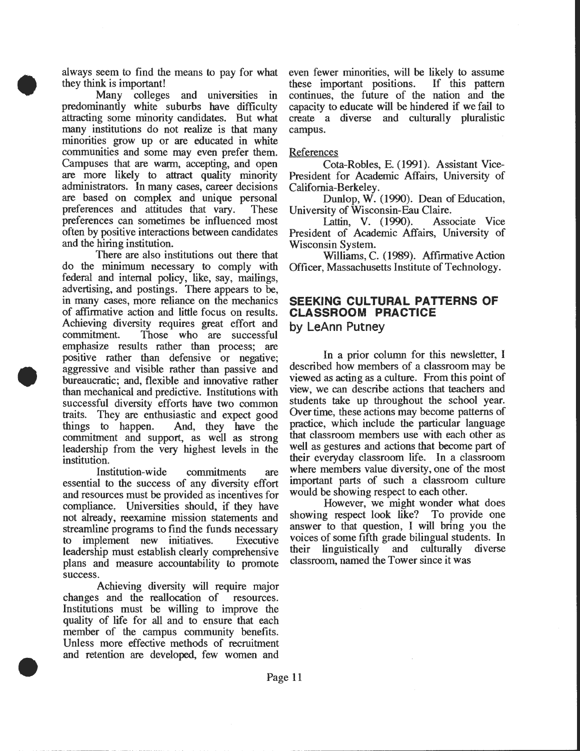always seem to find the means to pay for what they think is important!

Many colleges and universities in predominantly white suburbs have difficulty attracting some minority candidates. But what many institutions do not realize is that many minorities grow up or are educated in white communities and some may even prefer them. Campuses that are warm, accepting, and open are more likely to attract quality minority administrators. In many cases, career decisions are based on complex and unique personal preferences and attitudes that vary. These preferences can sometimes be influenced most often by positive interactions between candidates and the hiring institution.

There are also institutions out there that do the minimum necessary to comply with federal and internal policy, like, say, mailings, advertising, and postings. There appears to be, in many cases, more reliance on the mechanics of affirmative action and little focus on results. Achieving diversity requires great effort and commitment. Those who are successful emphasize results rather than process; are positive rather than defensive or negative; aggressive and visible rather than passive and bureaucratic; and, flexible and innovative rather than mechanical and predictive. Institutions with successful diversity efforts have two common traits. They are enthusiastic and expect good things to happen. And, they have the commitment and support, as well as strong leadership from the very highest levels in the institution.

Institution-wide commitments are essential to the success of any diversity effort and resources must be provided as incentives for compliance. Universities should, if they have not already, reexamine mission statements and streamline programs to find the funds necessary to implement new initiatives. Executive leadership must establish clearly comprehensive plans and measure accountability to promote success.

Achieving diversity will require major changes and the reallocation of resources. Institutions must be willing to improve the quality of life for all and to ensure that each member of the campus community benefits. Unless more effective methods of recruitment and retention are developed, few women and even fewer minorities, will be likely to assume these important positions. If this pattern continues, the future of the nation and the capacity to educate will be hindered if we fail to create a diverse and culturally pluralistic campus.

References

Cota-Robles, E. (1991). Assistant Vice-President for Academic Affairs, University of California-Berkeley.

Dunlop, W. (1990). Dean of Education, University of Wisconsin-Eau Claire.

Lattin, V. (1990). Associate Vice President of Academic Affairs, University of Wisconsin System.

Williams, C. (1989). Affirmative Action Officer, Massachusetts Institute of Technology.

## SEEKING CULTURAL PATTERNS OF CLASSROOM PRACTICE

by LeAnn Putney

In a prior column for this newsletter, I described how members of a classroom may be viewed as acting as a culture. From this point of view, we can describe actions that teachers and students take up throughout the school year. Over time, these actions may become patterns of practice, which include the particular language that classroom members use with each other as well as gestures and actions that become part of their everyday classroom life. In a classroom where members value diversity, one of the most important parts of such a classroom culture would be showing respect to each other.

However, we might wonder what does showing respect look like? To provide one answer to that question, I will bring you the voices of some fifth grade bilingual students. In their linguistically and culturally diverse classroom, named the Tower since it was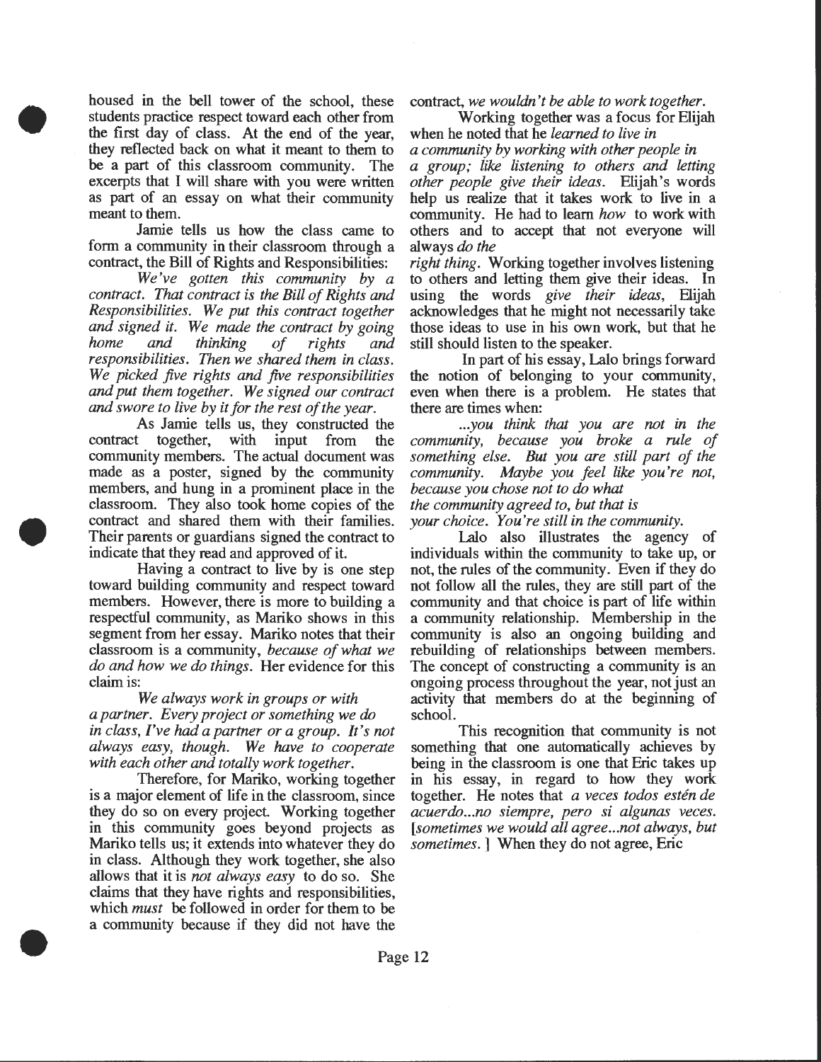housed in the bell tower of the school, these students practice respect toward each other from the first day of class. At the end of the year, they reflected back on what it meant to them to be a part of this classroom community. The excerpts that I will share with you were written as part of an essay on what their community meant to them.

Jamie tells us how the class came to form a community in their classroom through a contract, the Bill of Rights and Responsibilities:

*We've gotten this community by a contract. That contract is the Bill of Rights and Responsibilities. We put this contract together and signed it. We made the contract by going home and thinking of rights and responsibilities. Then we shared them in class. We picked five rights and five responsibilities and put them together. We signed our contract and swore to live by it for the rest of the year.*

As Jamie tells us, they constructed the contract together, with input from the community members. The actual document was made as a poster, signed by the community members, and hung in a prominent place in the classroom. They also took home copies of the contract and shared them with their families. Their parents or guardians signed the contract to indicate that they read and approved of it.

Having a contract to live by is one step toward building community and respect toward members. However, there is more to building a respectful community, as Mariko shows in this segment from her essay. Mariko notes that their classroom is a community, *because of what we do and how we do things.* Her evidence for this claim is:

*We always work in groups or with a partner. Every project or something we do in class, I've had a partner or a group. It's not always easy, though. We have to cooperate with each other and totally work together.*

Therefore, for Mariko, working together is a major element of life in the classroom, since they do so on every project. Working together in this community goes beyond projects as Mariko tells us; it extends into whatever they do in class. Although they work together, she also allows that it is *not always easy* to do so. She claims that they have rights and responsibilities, which *must* be followed in order for them to be a community because if they did not have the contract, *we wouldn't be able to work together.*

Working together was a focus for Elijah when he noted that he *learned to live in a community by working with other people in a group; like listening to others and letting other people give their ideas.* Elijah's words help us realize that it takes work to live in a community. He had to learn *how* to work with others and to accept that not everyone will always *do the right thing.* Working together involves listening to others and letting them give their ideas. In using the words *give their ideas,* Elijah acknowledges that he might not necessarily take those ideas to use in his own work, but that he still should listen to the speaker.

In part of his essay, Lalo brings forward the notion of belonging to your community, even when there is a problem. He states that there are times when:

*...you think that you are not in the community, because you broke a rule of something else. But you are still part of the community. Maybe you feel like you're not, because you chose not to do what the community agreed to, but that is your choice. You're still in the community.*

Lalo also illustrates the agency of individuals within the community to take up, or not, the rules of the community. Even if they do not follow all the rules, they are still part of the community and that choice is part of life within a community relationship. Membership in the community is also an ongoing building and rebuilding of relationships between members. The concept of constructing a community is an ongoing process throughout the year, not just an activity that members do at the beginning of school.

This recognition that community is not something that one automatically achieves by being in the classroom is one that Eric takes up in his essay, in regard to how they work together. He notes that *a veces todos estén de acuerdo...no siempre, pero si algunas veces.* [*sometimes we would all agree...not always, but sometimes.*] When they do not agree, Eric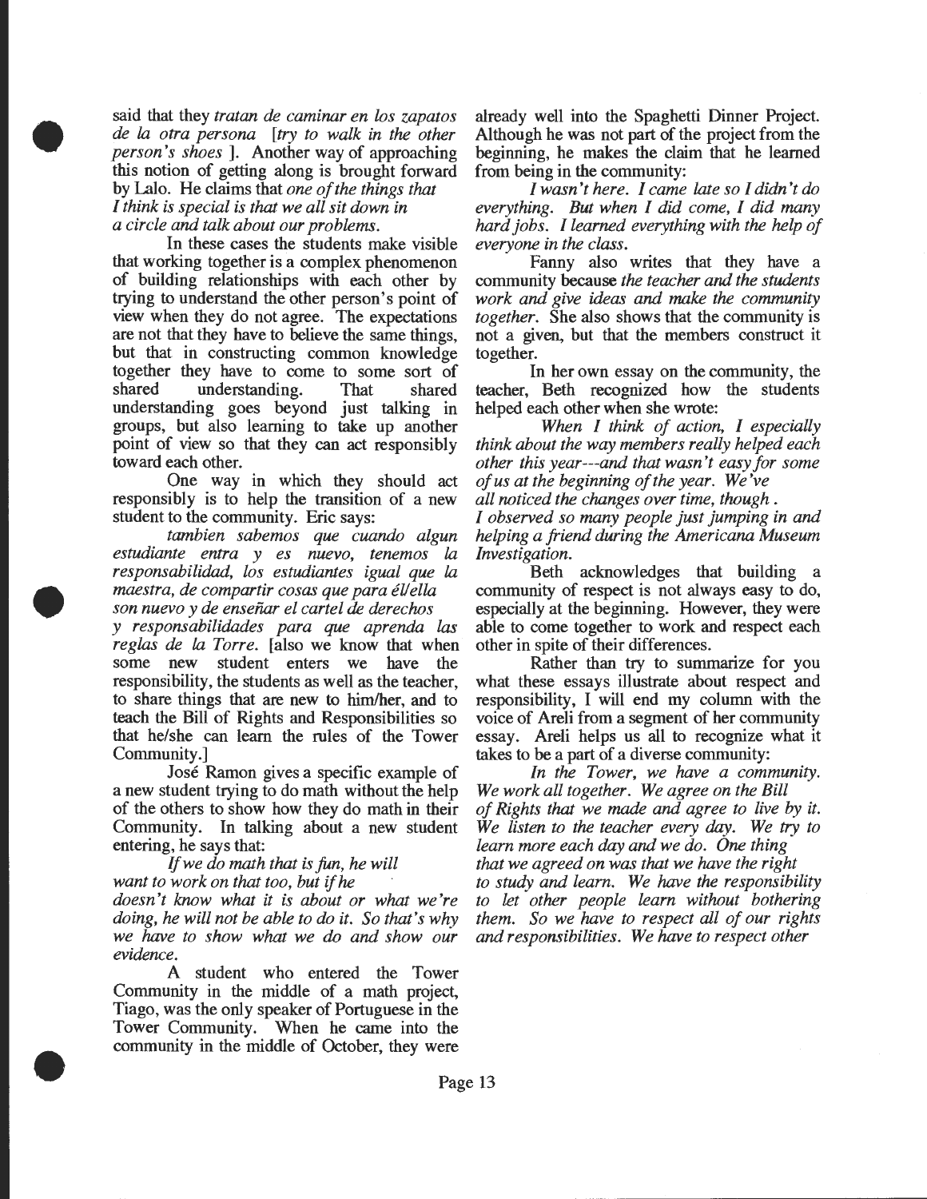said that they *tratan de caminar en los zapatos de la otra persona* [*try to walk in the other person's shoes* ]. Another way of approaching this notion of getting along is brought forward by Lalo. He claims that *one of the things that I think is special is that we all sit down in a circle and talk about our problems.*

In these cases the students make visible that working together is a complex phenomenon of building relationships with each other by trying to understand the other person's point of view when they do not agree. The expectations are not that they have to believe the same things, but that in constructing common knowledge together they have to come to some sort of shared understanding. That shared understanding goes beyond just talking in groups, but also learning to take up another point of view so that they can act responsibly toward each other.

One way in which they should act responsibly is to help the transition of a new student to the community. Eric says:

*tambien sabemos que cuando algun estudiante entra y es nuevo, tenemos la responsabilidad, los estudiantes igual que la maestra, de compartir cosas que para él/ella son nuevo y de enseñar el cartel de derechos y responsabilidades para que aprenda las reglas de la Torre.* [also we know that when some new student enters we have the responsibility, the students as well as the teacher, to share things that are new to him/her, and to teach the Bill of Rights and Responsibilities so that he/she can learn the rules of the Tower Community.]

José Ramon gives a specific example of a new student trying to do math without the help of the others to show how they do math in their Community. In talking about a new student entering, he says that:

*If we do math that is fun, he will want to work on that too, but if he doesn't know what it is about or what we're doing, he will not be able to do it. So that's why we have to show what we do and show our evidence.*

A student who entered the Tower Community in the middle of a math project, Tiago, was the only speaker of Portuguese in the Tower Community. When he came into the community in the middle of October, they were already well into the Spaghetti Dinner Project. Although he was not part of the project from the beginning, he makes the claim that he learned from being in the community:

*I wasn't here. I came late so I didn't do everything. But when I did come, I did many hard jobs. I learned everything with the help of everyone in the class.*

Fanny also writes that they have a community because *the teacher and the students work and give ideas and make the community together.* She also shows that the community is not a given, but that the members construct it together.

In her own essay on the community, the teacher, Beth recognized how the students helped each other when she wrote:

*When I think of action, I especially think about the way members really helped each other this year---and that wasn't easy for some of us at the beginning of the year. We've all noticed the changes over time, though . I observed so many people just jumping in and helping a friend during the Americana Museum Investigation.*

Beth acknowledges that building a community of respect is not always easy to do, especially at the beginning. However, they were able to come together to work and respect each other in spite of their differences.

Rather than try to summarize for you what these essays illustrate about respect and responsibility, I will end my column with the voice of Areli from a segment of her community essay. Areli helps us all to recognize what it takes to be a part of a diverse community:

*In the Tower, we have a community. We work all together. We agree on the Bill of Rights that we made and agree to live by it. We listen to the teacher every day. We try to learn more each day and we do. One thing that we agreed on was that we have the right to study and learn. We have the responsibility to let other people learn without bothering them. So we have to respect all of our rights and responsibilities. We have to respect other*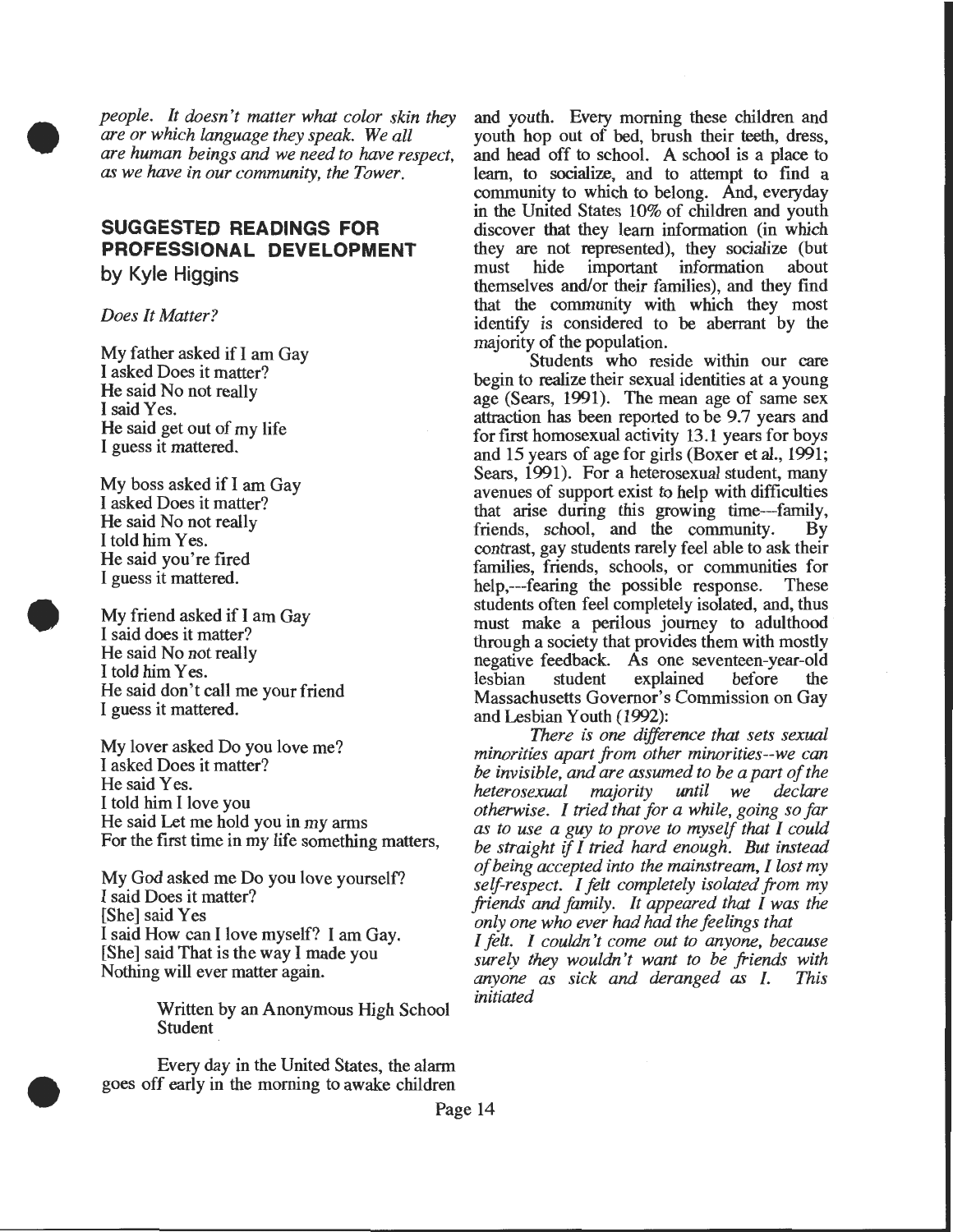*people. It doesn't matter what color skin they are or which language they speak. We all are human beings and we need to have respect, as we have in our community, the Tower.*

## SUGGESTED READINGS FOR PROFESSIONAL DEVELOPMENT

**by Kyle Higgins**

*Does It Matter?*

My father asked if I am Gay
I asked Does it matter?
He said No not really
I said Yes.
He said get out of my life
I guess it mattered.

My boss asked if I am Gay
I asked Does it matter?
He said No not really
I told him Yes.
He said you're fired
I guess it mattered.

My friend asked if I am Gay
I said does it matter?
He said No not really
I told him Yes.
He said don't call me your friend
I guess it mattered.

My lover asked Do you love me?
I asked Does it matter?
He said Yes.
I told him I love you
He said Let me hold you in my arms
For the first time in my life something matters,

My God asked me Do you love yourself?
I said Does it matter?
[She] said Yes
I said How can I love myself? I am Gay.
[She] said That is the way I made you
Nothing will ever matter again.

Written by an Anonymous High School Student

Every day in the United States, the alarm goes off early in the morning to awake children and youth. Every morning these children and youth hop out of bed, brush their teeth, dress, and head off to school. A school is a place to learn, to socialize, and to attempt to find a community to which to belong. And, everyday in the United States 10% of children and youth discover that they learn information (in which they are not represented), they socialize (but must hide important information about themselves and/or their families), and they find that the community with which they most identify is considered to be aberrant by the majority of the population.

Students who reside within our care begin to realize their sexual identities at a young age (Sears, 1991). The mean age of same sex attraction has been reported to be 9.7 years and for first homosexual activity 13.1 years for boys and 15 years of age for girls (Boxer et al., 1991; Sears, 1991). For a heterosexual student, many avenues of support exist to help with difficulties that arise during this growing time---family, friends, school, and the community. By contrast, gay students rarely feel able to ask their families, friends, schools, or communities for help,---fearing the possible response. These students often feel completely isolated, and, thus must make a perilous journey to adulthood through a society that provides them with mostly negative feedback. As one seventeen-year-old lesbian student explained before the Massachusetts Governor's Commission on Gay and Lesbian Youth (1992):

*There is one difference that sets sexual minorities apart from other minorities--we can be invisible, and are assumed to be a part of the heterosexual majority until we declare otherwise. I tried that for a while, going so far as to use a guy to prove to myself that I could be straight if I tried hard enough. But instead of being accepted into the mainstream, I lost my self-respect. I felt completely isolated from my friends and family. It appeared that I was the only one who ever had had the feelings that I felt. I couldn't come out to anyone, because surely they wouldn't want to be friends with anyone as sick and deranged as I. This initiated*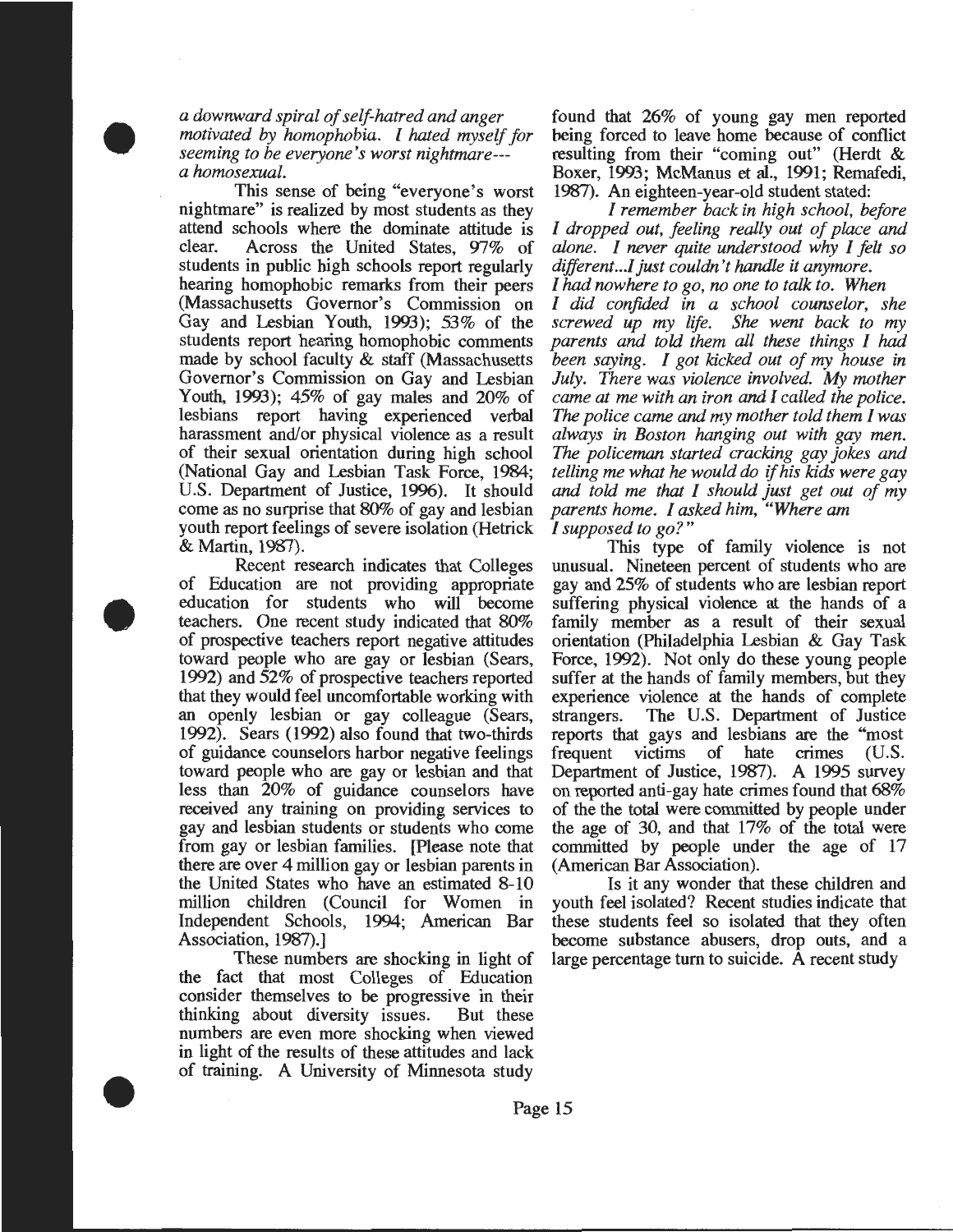*a downward spiral of self-hatred and anger motivated by homophobia. I hated myself for seeming to be everyone's worst nightmare--- a homosexual.*

This sense of being "everyone's worst nightmare" is realized by most students as they attend schools where the dominate attitude is clear. Across the United States, 97% of students in public high schools report regularly hearing homophobic remarks from their peers (Massachusetts Governor's Commission on Gay and Lesbian Youth, 1993); 53% of the students report hearing homophobic comments made by school faculty & staff (Massachusetts Governor's Commission on Gay and Lesbian Youth, 1993); 45% of gay males and 20% of lesbians report having experienced verbal harassment and/or physical violence as a result of their sexual orientation during high school (National Gay and Lesbian Task Force, 1984; U.S. Department of Justice, 1996). It should come as no surprise that 80% of gay and lesbian youth report feelings of severe isolation (Hetrick & Martin, 1987).

Recent research indicates that Colleges of Education are not providing appropriate education for students who will become teachers. One recent study indicated that 80% of prospective teachers report negative attitudes toward people who are gay or lesbian (Sears, 1992) and 52% of prospective teachers reported that they would feel uncomfortable working with an openly lesbian or gay colleague (Sears, 1992). Sears (1992) also found that two-thirds of guidance counselors harbor negative feelings toward people who are gay or lesbian and that less than 20% of guidance counselors have received any training on providing services to gay and lesbian students or students who come from gay or lesbian families. [Please note that there are over 4 million gay or lesbian parents in the United States who have an estimated 8-10 million children (Council for Women in Independent Schools, 1994; American Bar Association, 1987).]

These numbers are shocking in light of the fact that most Colleges of Education consider themselves to be progressive in their thinking about diversity issues. But these numbers are even more shocking when viewed in light of the results of these attitudes and lack of training. A University of Minnesota study found that 26% of young gay men reported being forced to leave home because of conflict resulting from their "coming out" (Herdt & Boxer, 1993; McManus et al., 1991; Remafedi, 1987). An eighteen-year-old student stated:

*I remember back in high school, before I dropped out, feeling really out of place and alone. I never quite understood why I felt so different...I just couldn't handle it anymore. I had nowhere to go, no one to talk to. When I did confided in a school counselor, she screwed up my life. She went back to my parents and told them all these things I had been saying. I got kicked out of my house in July. There was violence involved. My mother came at me with an iron and I called the police. The police came and my mother told them I was always in Boston hanging out with gay men. The policeman started cracking gay jokes and telling me what he would do if his kids were gay and told me that I should just get out of my parents home. I asked him, "Where am I supposed to go?"*

This type of family violence is not unusual. Nineteen percent of students who are gay and 25% of students who are lesbian report suffering physical violence at the hands of a family member as a result of their sexual orientation (Philadelphia Lesbian & Gay Task Force, 1992). Not only do these young people suffer at the hands of family members, but they experience violence at the hands of complete strangers. The U.S. Department of Justice reports that gays and lesbians are the "most frequent victims of hate crimes (U.S. Department of Justice, 1987). A 1995 survey on reported anti-gay hate crimes found that 68% of the the total were committed by people under the age of 30, and that 17% of the total were committed by people under the age of 17 (American Bar Association).

Is it any wonder that these children and youth feel isolated? Recent studies indicate that these students feel so isolated that they often become substance abusers, drop outs, and a large percentage turn to suicide. A recent study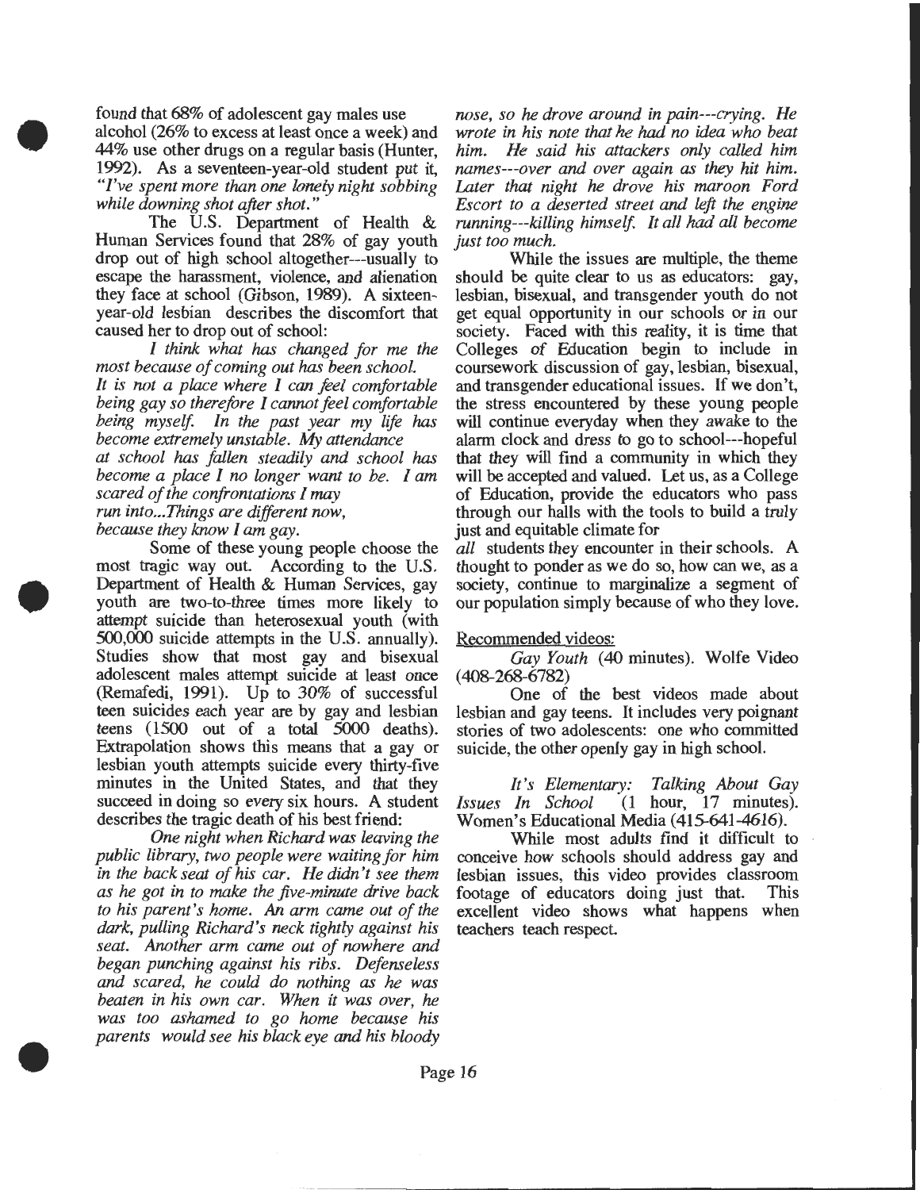found that 68% of adolescent gay males use alcohol (26% to excess at least once a week) and 44% use other drugs on a regular basis (Hunter, 1992). As a seventeen-year-old student put it, *"I've spent more than one lonely night sobbing while downing shot after shot."*

The U.S. Department of Health & Human Services found that 28% of gay youth drop out of high school altogether---usually to escape the harassment, violence, and alienation they face at school (Gibson, 1989). A sixteen-year-old lesbian describes the discomfort that caused her to drop out of school:

*I think what has changed for me the most because of coming out has been school. It is not a place where I can feel comfortable being gay so therefore I cannot feel comfortable being myself. In the past year my life has become extremely unstable. My attendance at school has fallen steadily and school has become a place I no longer want to be. I am scared of the confrontations I may run into...Things are different now, because they know I am gay.*

Some of these young people choose the most tragic way out. According to the U.S. Department of Health & Human Services, gay youth are two-to-three times more likely to attempt suicide than heterosexual youth (with 500,000 suicide attempts in the U.S. annually). Studies show that most gay and bisexual adolescent males attempt suicide at least once (Remafedi, 1991). Up to 30% of successful teen suicides each year are by gay and lesbian teens (1500 out of a total 5000 deaths). Extrapolation shows this means that a gay or lesbian youth attempts suicide every thirty-five minutes in the United States, and that they succeed in doing so every six hours. A student describes the tragic death of his best friend:

*One night when Richard was leaving the public library, two people were waiting for him in the back seat of his car. He didn't see them as he got in to make the five-minute drive back to his parent's home. An arm came out of the dark, pulling Richard's neck tightly against his seat. Another arm came out of nowhere and began punching against his ribs. Defenseless and scared, he could do nothing as he was beaten in his own car. When it was over, he was too ashamed to go home because his parents would see his black eye and his bloody nose, so he drove around in pain---crying. He wrote in his note that he had no idea who beat him. He said his attackers only called him names---over and over again as they hit him. Later that night he drove his maroon Ford Escort to a deserted street and left the engine running---killing himself. It all had all become just too much.*

While the issues are multiple, the theme should be quite clear to us as educators: gay, lesbian, bisexual, and transgender youth do not get equal opportunity in our schools or in our society. Faced with this reality, it is time that Colleges of Education begin to include in coursework discussion of gay, lesbian, bisexual, and transgender educational issues. If we don't, the stress encountered by these young people will continue everyday when they awake to the alarm clock and dress to go to school---hopeful that they will find a community in which they will be accepted and valued. Let us, as a College of Education, provide the educators who pass through our halls with the tools to build a truly just and equitable climate for *all* students they encounter in their schools. A thought to ponder as we do so, how can we, as a society, continue to marginalize a segment of our population simply because of who they love.

Recommended videos:

*Gay Youth* (40 minutes). Wolfe Video (408-268-6782)

One of the best videos made about lesbian and gay teens. It includes very poignant stories of two adolescents: one who committed suicide, the other openly gay in high school.

*It's Elementary: Talking About Gay Issues In School* (1 hour, 17 minutes). Women's Educational Media (415-641-4616).

While most adults find it difficult to conceive how schools should address gay and lesbian issues, this video provides classroom footage of educators doing just that. This excellent video shows what happens when teachers teach respect.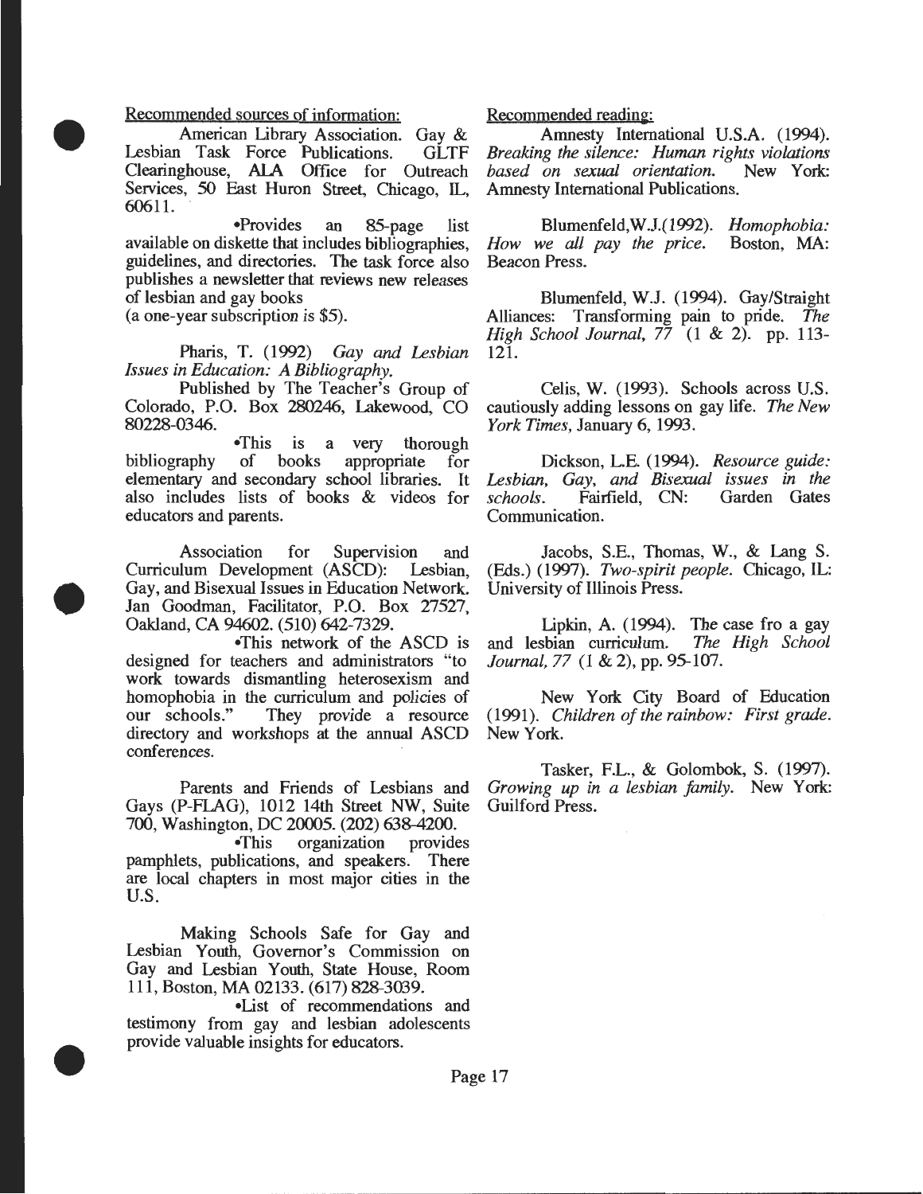Recommended sources of information:

American Library Association. Gay & Lesbian Task Force Publications. GLTF Clearinghouse, ALA Office for Outreach Services, 50 East Huron Street, Chicago, IL, 60611.

•Provides an 85-page list available on diskette that includes bibliographies, guidelines, and directories. The task force also publishes a newsletter that reviews new releases of lesbian and gay books (a one-year subscription is $5).

Pharis, T. (1992) *Gay and Lesbian Issues in Education: A Bibliography.*

Published by The Teacher's Group of Colorado, P.O. Box 280246, Lakewood, CO 80228-0346.

•This is a very thorough bibliography of books appropriate for elementary and secondary school libraries. It also includes lists of books & videos for educators and parents.

Association for Supervision and Curriculum Development (ASCD): Lesbian, Gay, and Bisexual Issues in Education Network. Jan Goodman, Facilitator, P.O. Box 27527, Oakland, CA 94602. (510) 642-7329.

•This network of the ASCD is designed for teachers and administrators "to work towards dismantling heterosexism and homophobia in the curriculum and policies of our schools." They provide a resource directory and workshops at the annual ASCD conferences.

Parents and Friends of Lesbians and Gays (P-FLAG), 1012 14th Street NW, Suite 700, Washington, DC 20005. (202) 638-4200.

•This organization provides pamphlets, publications, and speakers. There are local chapters in most major cities in the U.S.

Making Schools Safe for Gay and Lesbian Youth, Governor's Commission on Gay and Lesbian Youth, State House, Room 111, Boston, MA 02133. (617) 828-3039.

•List of recommendations and testimony from gay and lesbian adolescents provide valuable insights for educators.

Recommended reading:

Amnesty International U.S.A. (1994). *Breaking the silence: Human rights violations based on sexual orientation.* New York: Amnesty International Publications.

Blumenfeld,W.J.(1992). *Homophobia: How we all pay the price.* Boston, MA: Beacon Press.

Blumenfeld, W.J. (1994). Gay/Straight Alliances: Transforming pain to pride. *The High School Journal, 77* (1 & 2). pp. 113-121.

Celis, W. (1993). Schools across U.S. cautiously adding lessons on gay life. *The New York Times,* January 6, 1993.

Dickson, L.E. (1994). *Resource guide: Lesbian, Gay, and Bisexual issues in the schools.* Fairfield, CN: Garden Gates Communication.

Jacobs, S.E., Thomas, W., & Lang S. (Eds.) (1997). *Two-spirit people.* Chicago, IL: University of Illinois Press.

Lipkin, A. (1994). The case fro a gay and lesbian curriculum. *The High School Journal, 77* (1 & 2), pp. 95-107.

New York City Board of Education (1991). *Children of the rainbow: First grade.* New York.

Tasker, F.L., & Golombok, S. (1997). *Growing up in a lesbian family.* New York: Guilford Press.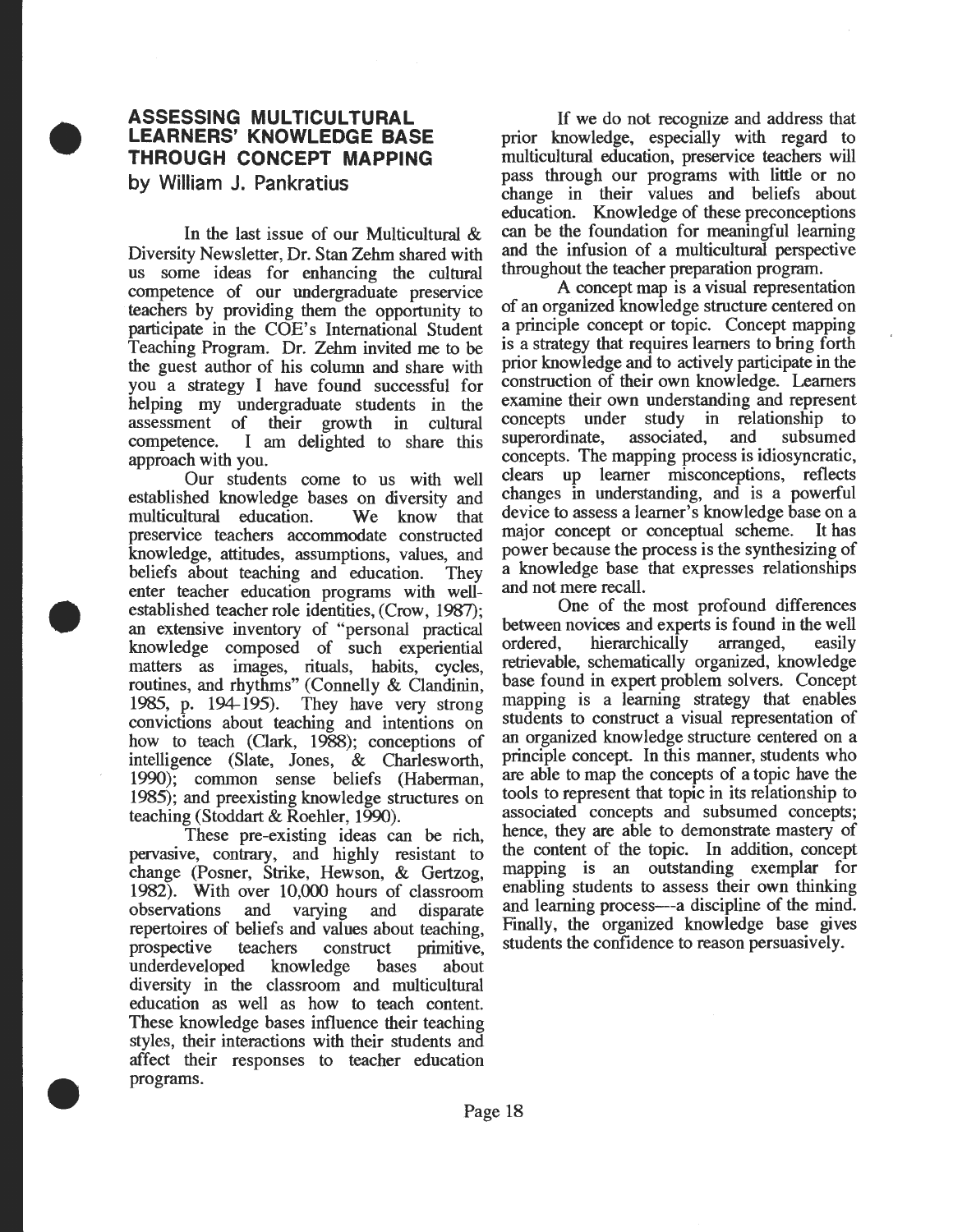## ASSESSING MULTICULTURAL LEARNERS' KNOWLEDGE BASE THROUGH CONCEPT MAPPING

by William J. Pankratius

In the last issue of our Multicultural & Diversity Newsletter, Dr. Stan Zehm shared with us some ideas for enhancing the cultural competence of our undergraduate preservice teachers by providing them the opportunity to participate in the COE's International Student Teaching Program. Dr. Zehm invited me to be the guest author of his column and share with you a strategy I have found successful for helping my undergraduate students in the assessment of their growth in cultural competence. I am delighted to share this approach with you.

Our students come to us with well established knowledge bases on diversity and multicultural education. We know that preservice teachers accommodate constructed knowledge, attitudes, assumptions, values, and beliefs about teaching and education. They enter teacher education programs with well-established teacher role identities, (Crow, 1987); an extensive inventory of "personal practical knowledge composed of such experiential matters as images, rituals, habits, cycles, routines, and rhythms" (Connelly & Clandinin, 1985, p. 194-195). They have very strong convictions about teaching and intentions on how to teach (Clark, 1988); conceptions of intelligence (Slate, Jones, & Charlesworth, 1990); common sense beliefs (Haberman, 1985); and preexisting knowledge structures on teaching (Stoddart & Roehler, 1990).

These pre-existing ideas can be rich, pervasive, contrary, and highly resistant to change (Posner, Strike, Hewson, & Gertzog, 1982). With over 10,000 hours of classroom observations and varying and disparate repertoires of beliefs and values about teaching, prospective teachers construct primitive, underdeveloped knowledge bases about diversity in the classroom and multicultural education as well as how to teach content. These knowledge bases influence their teaching styles, their interactions with their students and affect their responses to teacher education programs.

If we do not recognize and address that prior knowledge, especially with regard to multicultural education, preservice teachers will pass through our programs with little or no change in their values and beliefs about education. Knowledge of these preconceptions can be the foundation for meaningful learning and the infusion of a multicultural perspective throughout the teacher preparation program.

A concept map is a visual representation of an organized knowledge structure centered on a principle concept or topic. Concept mapping is a strategy that requires learners to bring forth prior knowledge and to actively participate in the construction of their own knowledge. Learners examine their own understanding and represent concepts under study in relationship to superordinate, associated, and subsumed concepts. The mapping process is idiosyncratic, clears up learner misconceptions, reflects changes in understanding, and is a powerful device to assess a learner's knowledge base on a major concept or conceptual scheme. It has power because the process is the synthesizing of a knowledge base that expresses relationships and not mere recall.

One of the most profound differences between novices and experts is found in the well ordered, hierarchically arranged, easily retrievable, schematically organized, knowledge base found in expert problem solvers. Concept mapping is a learning strategy that enables students to construct a visual representation of an organized knowledge structure centered on a principle concept. In this manner, students who are able to map the concepts of a topic have the tools to represent that topic in its relationship to associated concepts and subsumed concepts; hence, they are able to demonstrate mastery of the content of the topic. In addition, concept mapping is an outstanding exemplar for enabling students to assess their own thinking and learning process—-a discipline of the mind. Finally, the organized knowledge base gives students the confidence to reason persuasively.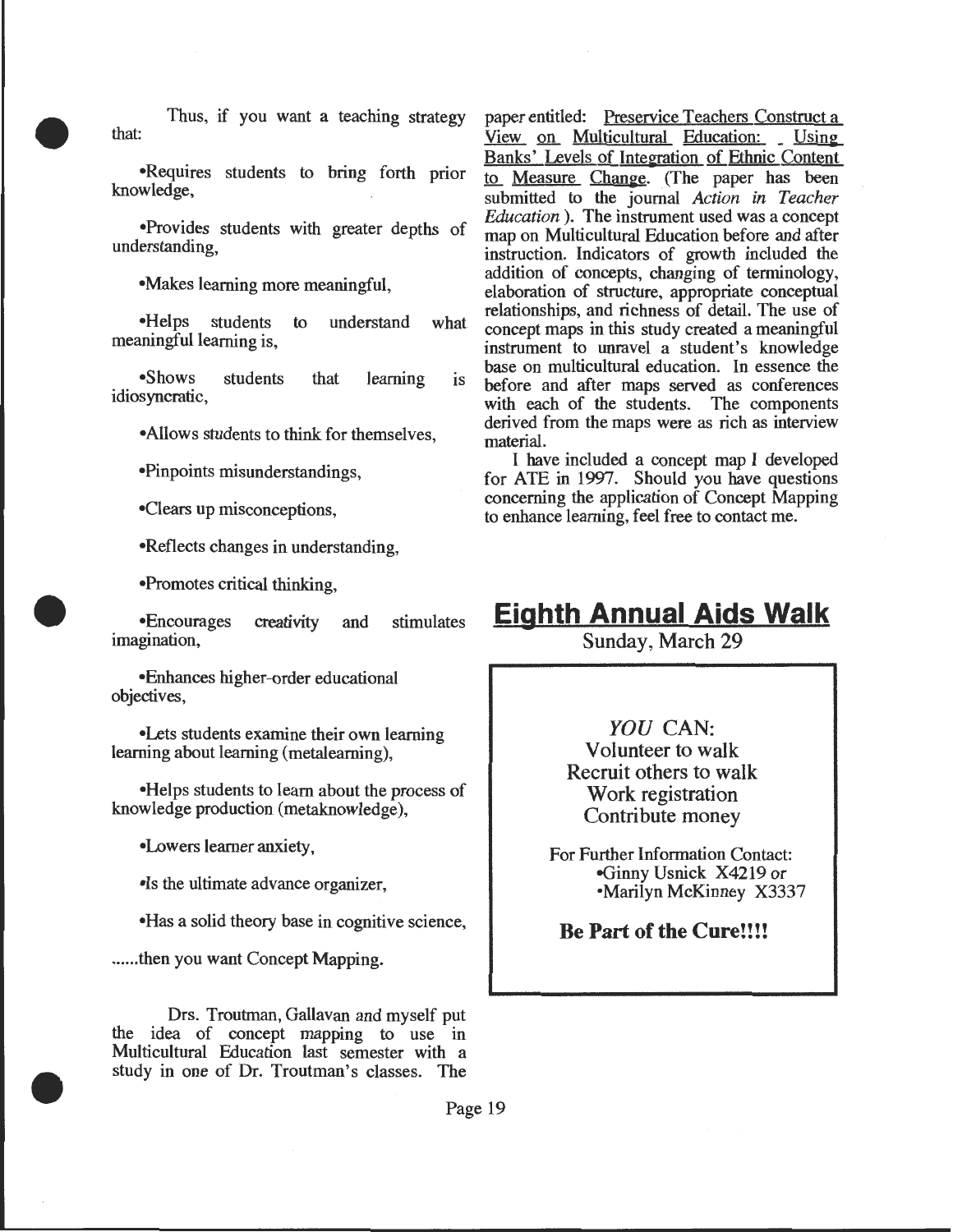Thus, if you want a teaching strategy that:

•Requires students to bring forth prior knowledge,

•Provides students with greater depths of understanding,

•Makes learning more meaningful,

•Helps students to understand what meaningful learning is,

•Shows students that learning is idiosyncratic,

•Allows students to think for themselves,

•Pinpoints misunderstandings,

•Clears up misconceptions,

•Reflects changes in understanding,

•Promotes critical thinking,

•Encourages creativity and stimulates imagination,

•Enhances higher-order educational objectives,

•Lets students examine their own learning learning about learning (metalearning),

•Helps students to learn about the process of knowledge production (metaknowledge),

•Lowers learner anxiety,

•Is the ultimate advance organizer,

•Has a solid theory base in cognitive science,

......then you want Concept Mapping.

Drs. Troutman, Gallavan and myself put the idea of concept mapping to use in Multicultural Education last semester with a study in one of Dr. Troutman's classes. The paper entitled: Preservice Teachers Construct a View on Multicultural Education: Using Banks' Levels of Integration of Ethnic Content to Measure Change. (The paper has been submitted to the journal *Action in Teacher Education* ). The instrument used was a concept map on Multicultural Education before and after instruction. Indicators of growth included the addition of concepts, changing of terminology, elaboration of structure, appropriate conceptual relationships, and richness of detail. The use of concept maps in this study created a meaningful instrument to unravel a student's knowledge base on multicultural education. In essence the before and after maps served as conferences with each of the students. The components derived from the maps were as rich as interview material.

I have included a concept map I developed for ATE in 1997. Should you have questions concerning the application of Concept Mapping to enhance learning, feel free to contact me.

# Eighth Annual Aids Walk

Sunday, March 29

*YOU* CAN:
Volunteer to walk
Recruit others to walk
Work registration
Contribute money

For Further Information Contact:
•Ginny Usnick X4219 or
•Marilyn McKinney X3337

**Be Part of the Cure!!!!**